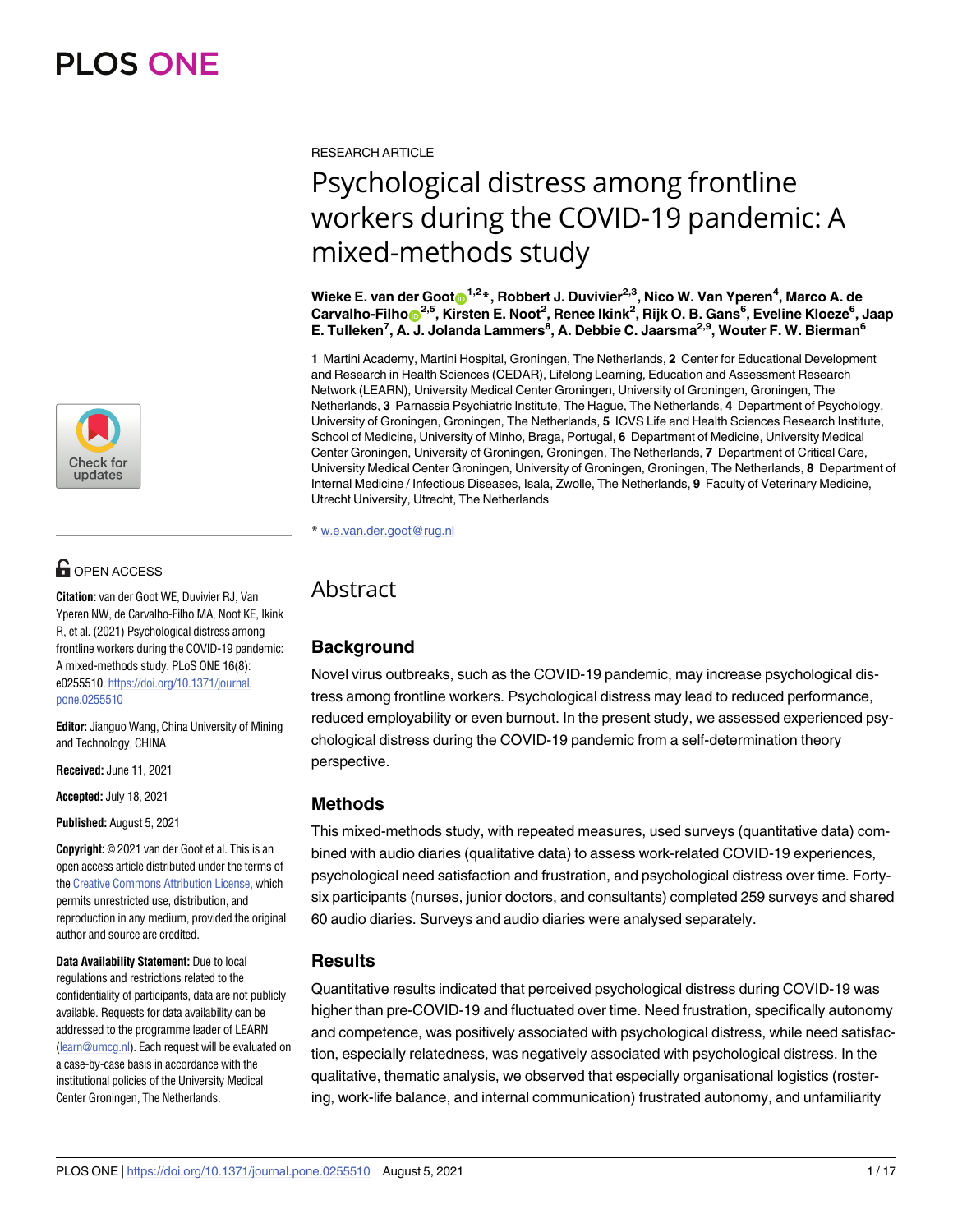RESEARCH ARTICLE

# Psychological distress among frontline workers during the COVID-19 pandemic: A mixed-methods study

**Wieke E. van der Goot[1,2]*, Robbert J. Duvivier[2,3], Nico W. Van Yperen[4], Marco A. de Carvalho-Filho[2,5], Kirsten E. Noot[2], Renee Ikink[2], Rijk O. B. Gans[6], Eveline Kloeze[6], Jaap E. Tulleken[7], A. J. Jolanda Lammers[8], A. Debbie C. Jaarsma[2,9], Wouter F. W. Bierman[6]**

**1** Martini Academy, Martini Hospital, Groningen, The Netherlands, **2** Center for Educational Development and Research in Health Sciences (CEDAR), Lifelong Learning, Education and Assessment Research Network (LEARN), University Medical Center Groningen, University of Groningen, Groningen, The Netherlands, **3** Parnassia Psychiatric Institute, The Hague, The Netherlands, **4** Department of Psychology, University of Groningen, Groningen, The Netherlands, **5** ICVS Life and Health Sciences Research Institute, School of Medicine, University of Minho, Braga, Portugal, **6** Department of Medicine, University Medical Center Groningen, University of Groningen, Groningen, The Netherlands, **7** Department of Critical Care, University Medical Center Groningen, University of Groningen, Groningen, The Netherlands, **8** Department of Internal Medicine / Infectious Diseases, Isala, Zwolle, The Netherlands, **9** Faculty of Veterinary Medicine, Utrecht University, Utrecht, The Netherlands

* w.e.van.der.goot@rug.nl

OPEN ACCESS

**Citation:** van der Goot WE, Duvivier RJ, Van Yperen NW, de Carvalho-Filho MA, Noot KE, Ikink R, et al. (2021) Psychological distress among frontline workers during the COVID-19 pandemic: A mixed-methods study. PLoS ONE 16(8): e0255510. https://doi.org/10.1371/journal.pone.0255510

**Editor:** Jianguo Wang, China University of Mining and Technology, CHINA

**Received:** June 11, 2021

**Accepted:** July 18, 2021

**Published:** August 5, 2021

**Copyright:** © 2021 van der Goot et al. This is an open access article distributed under the terms of the Creative Commons Attribution License, which permits unrestricted use, distribution, and reproduction in any medium, provided the original author and source are credited.

**Data Availability Statement:** Due to local regulations and restrictions related to the confidentiality of participants, data are not publicly available. Requests for data availability can be addressed to the programme leader of LEARN (learn@umcg.nl). Each request will be evaluated on a case-by-case basis in accordance with the institutional policies of the University Medical Center Groningen, The Netherlands.

## Abstract

### Background

Novel virus outbreaks, such as the COVID-19 pandemic, may increase psychological distress among frontline workers. Psychological distress may lead to reduced performance, reduced employability or even burnout. In the present study, we assessed experienced psychological distress during the COVID-19 pandemic from a self-determination theory perspective.

### Methods

This mixed-methods study, with repeated measures, used surveys (quantitative data) combined with audio diaries (qualitative data) to assess work-related COVID-19 experiences, psychological need satisfaction and frustration, and psychological distress over time. Forty-six participants (nurses, junior doctors, and consultants) completed 259 surveys and shared 60 audio diaries. Surveys and audio diaries were analysed separately.

### Results

Quantitative results indicated that perceived psychological distress during COVID-19 was higher than pre-COVID-19 and fluctuated over time. Need frustration, specifically autonomy and competence, was positively associated with psychological distress, while need satisfaction, especially relatedness, was negatively associated with psychological distress. In the qualitative, thematic analysis, we observed that especially organisational logistics (rostering, work-life balance, and internal communication) frustrated autonomy, and unfamiliarity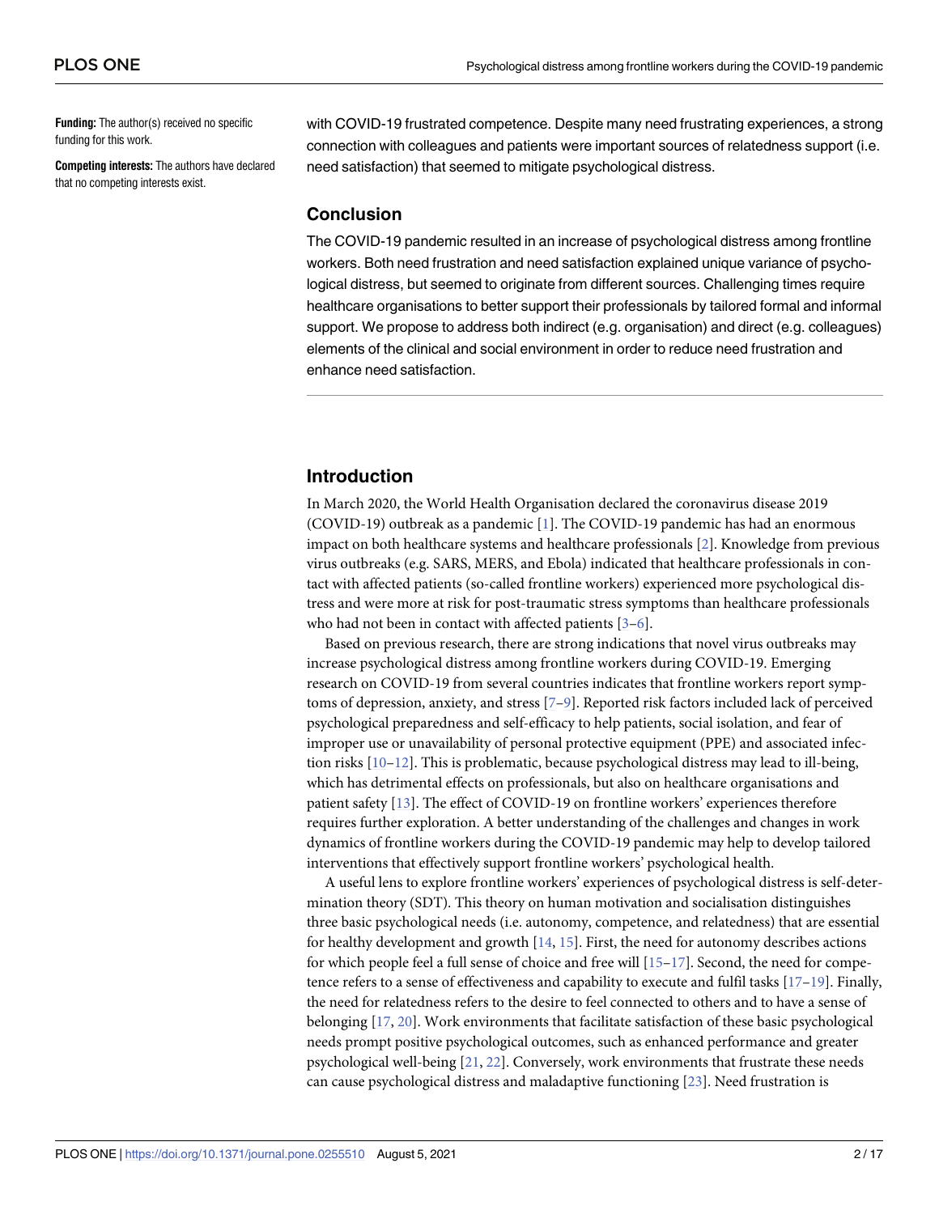**Funding:** The author(s) received no specific funding for this work.

**Competing interests:** The authors have declared that no competing interests exist.

with COVID-19 frustrated competence. Despite many need frustrating experiences, a strong connection with colleagues and patients were important sources of relatedness support (i.e. need satisfaction) that seemed to mitigate psychological distress.

### Conclusion

The COVID-19 pandemic resulted in an increase of psychological distress among frontline workers. Both need frustration and need satisfaction explained unique variance of psychological distress, but seemed to originate from different sources. Challenging times require healthcare organisations to better support their professionals by tailored formal and informal support. We propose to address both indirect (e.g. organisation) and direct (e.g. colleagues) elements of the clinical and social environment in order to reduce need frustration and enhance need satisfaction.

## Introduction

In March 2020, the World Health Organisation declared the coronavirus disease 2019 (COVID-19) outbreak as a pandemic [1]. The COVID-19 pandemic has had an enormous impact on both healthcare systems and healthcare professionals [2]. Knowledge from previous virus outbreaks (e.g. SARS, MERS, and Ebola) indicated that healthcare professionals in contact with affected patients (so-called frontline workers) experienced more psychological distress and were more at risk for post-traumatic stress symptoms than healthcare professionals who had not been in contact with affected patients [3–6].

Based on previous research, there are strong indications that novel virus outbreaks may increase psychological distress among frontline workers during COVID-19. Emerging research on COVID-19 from several countries indicates that frontline workers report symptoms of depression, anxiety, and stress [7–9]. Reported risk factors included lack of perceived psychological preparedness and self-efficacy to help patients, social isolation, and fear of improper use or unavailability of personal protective equipment (PPE) and associated infection risks [10–12]. This is problematic, because psychological distress may lead to ill-being, which has detrimental effects on professionals, but also on healthcare organisations and patient safety [13]. The effect of COVID-19 on frontline workers' experiences therefore requires further exploration. A better understanding of the challenges and changes in work dynamics of frontline workers during the COVID-19 pandemic may help to develop tailored interventions that effectively support frontline workers' psychological health.

A useful lens to explore frontline workers' experiences of psychological distress is self-determination theory (SDT). This theory on human motivation and socialisation distinguishes three basic psychological needs (i.e. autonomy, competence, and relatedness) that are essential for healthy development and growth [14, 15]. First, the need for autonomy describes actions for which people feel a full sense of choice and free will [15–17]. Second, the need for competence refers to a sense of effectiveness and capability to execute and fulfil tasks [17–19]. Finally, the need for relatedness refers to the desire to feel connected to others and to have a sense of belonging [17, 20]. Work environments that facilitate satisfaction of these basic psychological needs prompt positive psychological outcomes, such as enhanced performance and greater psychological well-being [21, 22]. Conversely, work environments that frustrate these needs can cause psychological distress and maladaptive functioning [23]. Need frustration is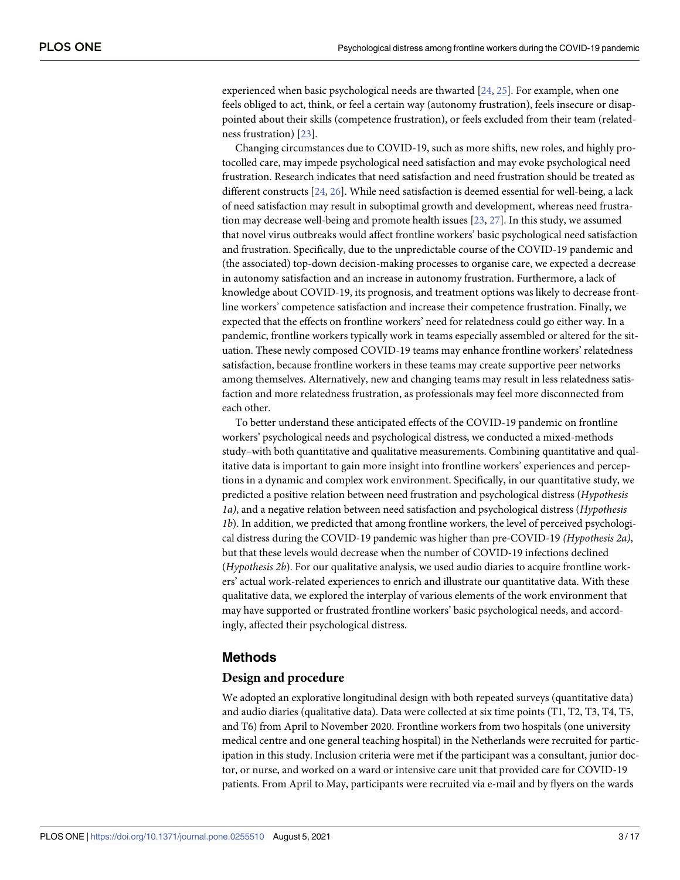experienced when basic psychological needs are thwarted [24, 25]. For example, when one feels obliged to act, think, or feel a certain way (autonomy frustration), feels insecure or disappointed about their skills (competence frustration), or feels excluded from their team (relatedness frustration) [23].

Changing circumstances due to COVID-19, such as more shifts, new roles, and highly protocolled care, may impede psychological need satisfaction and may evoke psychological need frustration. Research indicates that need satisfaction and need frustration should be treated as different constructs [24, 26]. While need satisfaction is deemed essential for well-being, a lack of need satisfaction may result in suboptimal growth and development, whereas need frustration may decrease well-being and promote health issues [23, 27]. In this study, we assumed that novel virus outbreaks would affect frontline workers' basic psychological need satisfaction and frustration. Specifically, due to the unpredictable course of the COVID-19 pandemic and (the associated) top-down decision-making processes to organise care, we expected a decrease in autonomy satisfaction and an increase in autonomy frustration. Furthermore, a lack of knowledge about COVID-19, its prognosis, and treatment options was likely to decrease frontline workers' competence satisfaction and increase their competence frustration. Finally, we expected that the effects on frontline workers' need for relatedness could go either way. In a pandemic, frontline workers typically work in teams especially assembled or altered for the situation. These newly composed COVID-19 teams may enhance frontline workers' relatedness satisfaction, because frontline workers in these teams may create supportive peer networks among themselves. Alternatively, new and changing teams may result in less relatedness satisfaction and more relatedness frustration, as professionals may feel more disconnected from each other.

To better understand these anticipated effects of the COVID-19 pandemic on frontline workers' psychological needs and psychological distress, we conducted a mixed-methods study–with both quantitative and qualitative measurements. Combining quantitative and qualitative data is important to gain more insight into frontline workers' experiences and perceptions in a dynamic and complex work environment. Specifically, in our quantitative study, we predicted a positive relation between need frustration and psychological distress (*Hypothesis 1a)*, and a negative relation between need satisfaction and psychological distress (*Hypothesis 1b*). In addition, we predicted that among frontline workers, the level of perceived psychological distress during the COVID-19 pandemic was higher than pre-COVID-19 *(Hypothesis 2a)*, but that these levels would decrease when the number of COVID-19 infections declined (*Hypothesis 2b*). For our qualitative analysis, we used audio diaries to acquire frontline workers' actual work-related experiences to enrich and illustrate our quantitative data. With these qualitative data, we explored the interplay of various elements of the work environment that may have supported or frustrated frontline workers' basic psychological needs, and accordingly, affected their psychological distress.

## Methods

### Design and procedure

We adopted an explorative longitudinal design with both repeated surveys (quantitative data) and audio diaries (qualitative data). Data were collected at six time points (T1, T2, T3, T4, T5, and T6) from April to November 2020. Frontline workers from two hospitals (one university medical centre and one general teaching hospital) in the Netherlands were recruited for participation in this study. Inclusion criteria were met if the participant was a consultant, junior doctor, or nurse, and worked on a ward or intensive care unit that provided care for COVID-19 patients. From April to May, participants were recruited via e-mail and by flyers on the wards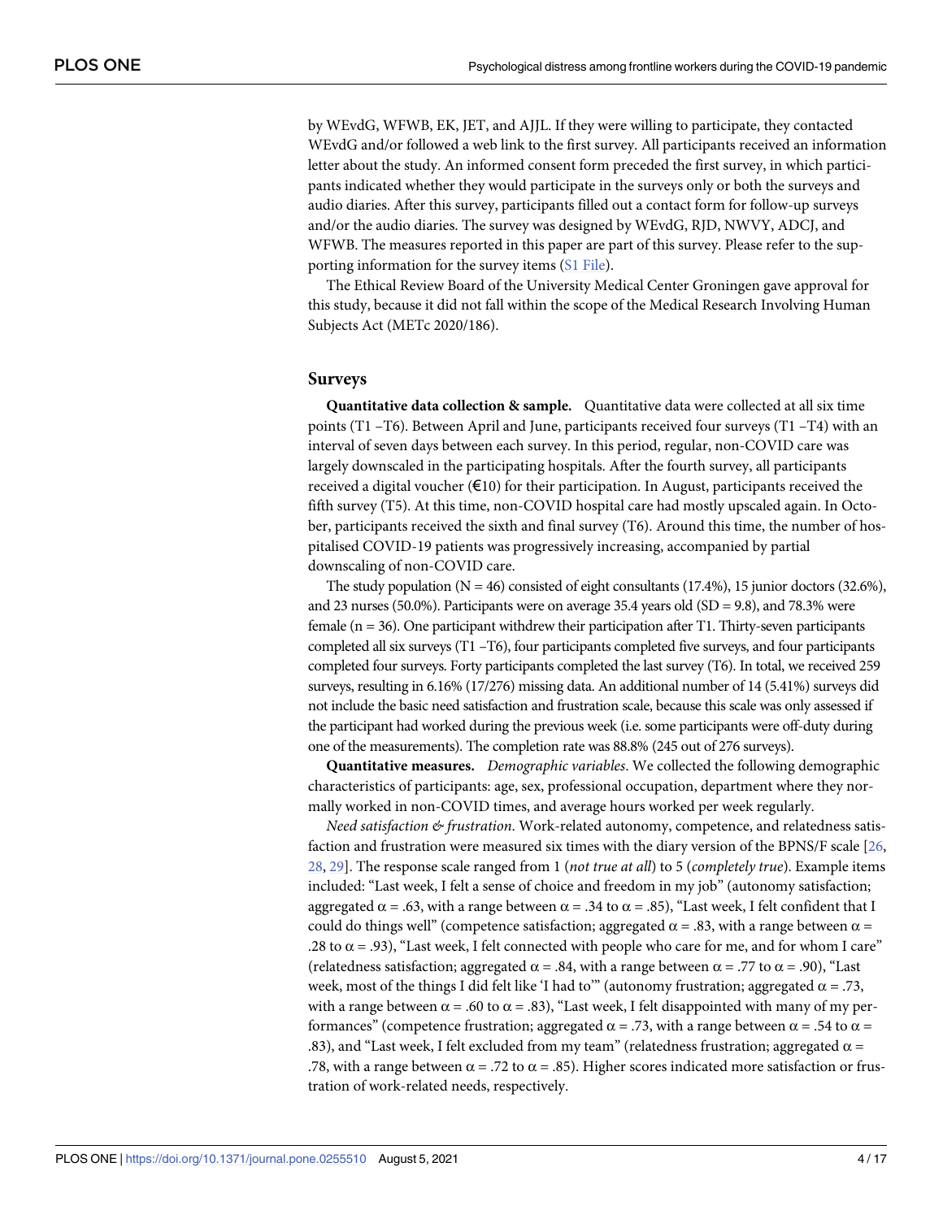by WEvdG, WFWB, EK, JET, and AJJL. If they were willing to participate, they contacted WEvdG and/or followed a web link to the first survey. All participants received an information letter about the study. An informed consent form preceded the first survey, in which participants indicated whether they would participate in the surveys only or both the surveys and audio diaries. After this survey, participants filled out a contact form for follow-up surveys and/or the audio diaries. The survey was designed by WEvdG, RJD, NWVY, ADCJ, and WFWB. The measures reported in this paper are part of this survey. Please refer to the supporting information for the survey items (S1 File).

The Ethical Review Board of the University Medical Center Groningen gave approval for this study, because it did not fall within the scope of the Medical Research Involving Human Subjects Act (METc 2020/186).

## Surveys

**Quantitative data collection & sample.** Quantitative data were collected at all six time points (T1 –T6). Between April and June, participants received four surveys (T1 –T4) with an interval of seven days between each survey. In this period, regular, non-COVID care was largely downscaled in the participating hospitals. After the fourth survey, all participants received a digital voucher (€10) for their participation. In August, participants received the fifth survey (T5). At this time, non-COVID hospital care had mostly upscaled again. In October, participants received the sixth and final survey (T6). Around this time, the number of hospitalised COVID-19 patients was progressively increasing, accompanied by partial downscaling of non-COVID care.

The study population (N = 46) consisted of eight consultants (17.4%), 15 junior doctors (32.6%), and 23 nurses (50.0%). Participants were on average 35.4 years old (SD = 9.8), and 78.3% were female (n = 36). One participant withdrew their participation after T1. Thirty-seven participants completed all six surveys (T1 –T6), four participants completed five surveys, and four participants completed four surveys. Forty participants completed the last survey (T6). In total, we received 259 surveys, resulting in 6.16% (17/276) missing data. An additional number of 14 (5.41%) surveys did not include the basic need satisfaction and frustration scale, because this scale was only assessed if the participant had worked during the previous week (i.e. some participants were off-duty during one of the measurements). The completion rate was 88.8% (245 out of 276 surveys).

**Quantitative measures.** *Demographic variables*. We collected the following demographic characteristics of participants: age, sex, professional occupation, department where they normally worked in non-COVID times, and average hours worked per week regularly.

*Need satisfaction & frustration*. Work-related autonomy, competence, and relatedness satisfaction and frustration were measured six times with the diary version of the BPNS/F scale [26, 28, 29]. The response scale ranged from 1 (*not true at all*) to 5 (*completely true*). Example items included: "Last week, I felt a sense of choice and freedom in my job" (autonomy satisfaction; aggregated $\alpha = .63$, with a range between $\alpha = .34$ to $\alpha = .85$), "Last week, I felt confident that I could do things well" (competence satisfaction; aggregated $\alpha = .83$, with a range between $\alpha = .28$ to $\alpha = .93$), "Last week, I felt connected with people who care for me, and for whom I care" (relatedness satisfaction; aggregated $\alpha = .84$, with a range between $\alpha = .77$ to $\alpha = .90$), "Last week, most of the things I did felt like 'I had to'" (autonomy frustration; aggregated $\alpha = .73$, with a range between $\alpha = .60$ to $\alpha = .83$), "Last week, I felt disappointed with many of my performances" (competence frustration; aggregated $\alpha = .73$, with a range between $\alpha = .54$ to $\alpha = .83$), and "Last week, I felt excluded from my team" (relatedness frustration; aggregated $\alpha = .78$, with a range between $\alpha = .72$ to $\alpha = .85$). Higher scores indicated more satisfaction or frustration of work-related needs, respectively.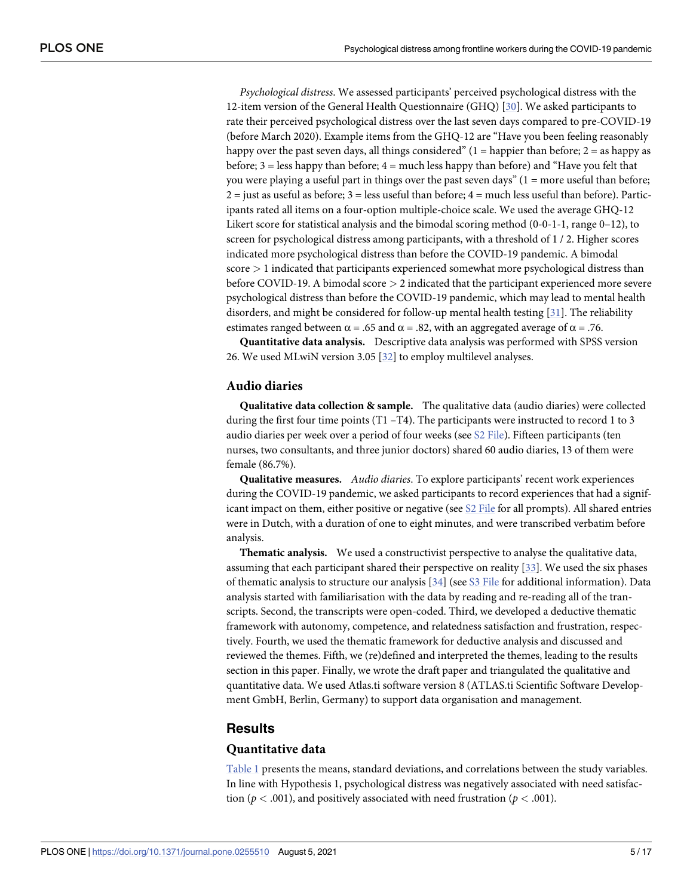*Psychological distress*. We assessed participants' perceived psychological distress with the 12-item version of the General Health Questionnaire (GHQ) [30]. We asked participants to rate their perceived psychological distress over the last seven days compared to pre-COVID-19 (before March 2020). Example items from the GHQ-12 are "Have you been feeling reasonably happy over the past seven days, all things considered" (1 = happier than before; 2 = as happy as before; 3 = less happy than before; 4 = much less happy than before) and "Have you felt that you were playing a useful part in things over the past seven days" (1 = more useful than before; 2 = just as useful as before; 3 = less useful than before; 4 = much less useful than before). Participants rated all items on a four-option multiple-choice scale. We used the average GHQ-12 Likert score for statistical analysis and the bimodal scoring method (0-0-1-1, range 0–12), to screen for psychological distress among participants, with a threshold of 1 / 2. Higher scores indicated more psychological distress than before the COVID-19 pandemic. A bimodal score > 1 indicated that participants experienced somewhat more psychological distress than before COVID-19. A bimodal score > 2 indicated that the participant experienced more severe psychological distress than before the COVID-19 pandemic, which may lead to mental health disorders, and might be considered for follow-up mental health testing [31]. The reliability estimates ranged between $\alpha = .65$ and $\alpha = .82$, with an aggregated average of $\alpha = .76$.

**Quantitative data analysis.** Descriptive data analysis was performed with SPSS version 26. We used MLwiN version 3.05 [32] to employ multilevel analyses.

## Audio diaries

**Qualitative data collection & sample.** The qualitative data (audio diaries) were collected during the first four time points (T1 –T4). The participants were instructed to record 1 to 3 audio diaries per week over a period of four weeks (see S2 File). Fifteen participants (ten nurses, two consultants, and three junior doctors) shared 60 audio diaries, 13 of them were female (86.7%).

**Qualitative measures.** *Audio diaries*. To explore participants' recent work experiences during the COVID-19 pandemic, we asked participants to record experiences that had a significant impact on them, either positive or negative (see S2 File for all prompts). All shared entries were in Dutch, with a duration of one to eight minutes, and were transcribed verbatim before analysis.

**Thematic analysis.** We used a constructivist perspective to analyse the qualitative data, assuming that each participant shared their perspective on reality [33]. We used the six phases of thematic analysis to structure our analysis [34] (see S3 File for additional information). Data analysis started with familiarisation with the data by reading and re-reading all of the transcripts. Second, the transcripts were open-coded. Third, we developed a deductive thematic framework with autonomy, competence, and relatedness satisfaction and frustration, respectively. Fourth, we used the thematic framework for deductive analysis and discussed and reviewed the themes. Fifth, we (re)defined and interpreted the themes, leading to the results section in this paper. Finally, we wrote the draft paper and triangulated the qualitative and quantitative data. We used Atlas.ti software version 8 (ATLAS.ti Scientific Software Development GmbH, Berlin, Germany) to support data organisation and management.

# Results

## Quantitative data

Table 1 presents the means, standard deviations, and correlations between the study variables. In line with Hypothesis 1, psychological distress was negatively associated with need satisfaction ($p < .001$), and positively associated with need frustration ($p < .001$).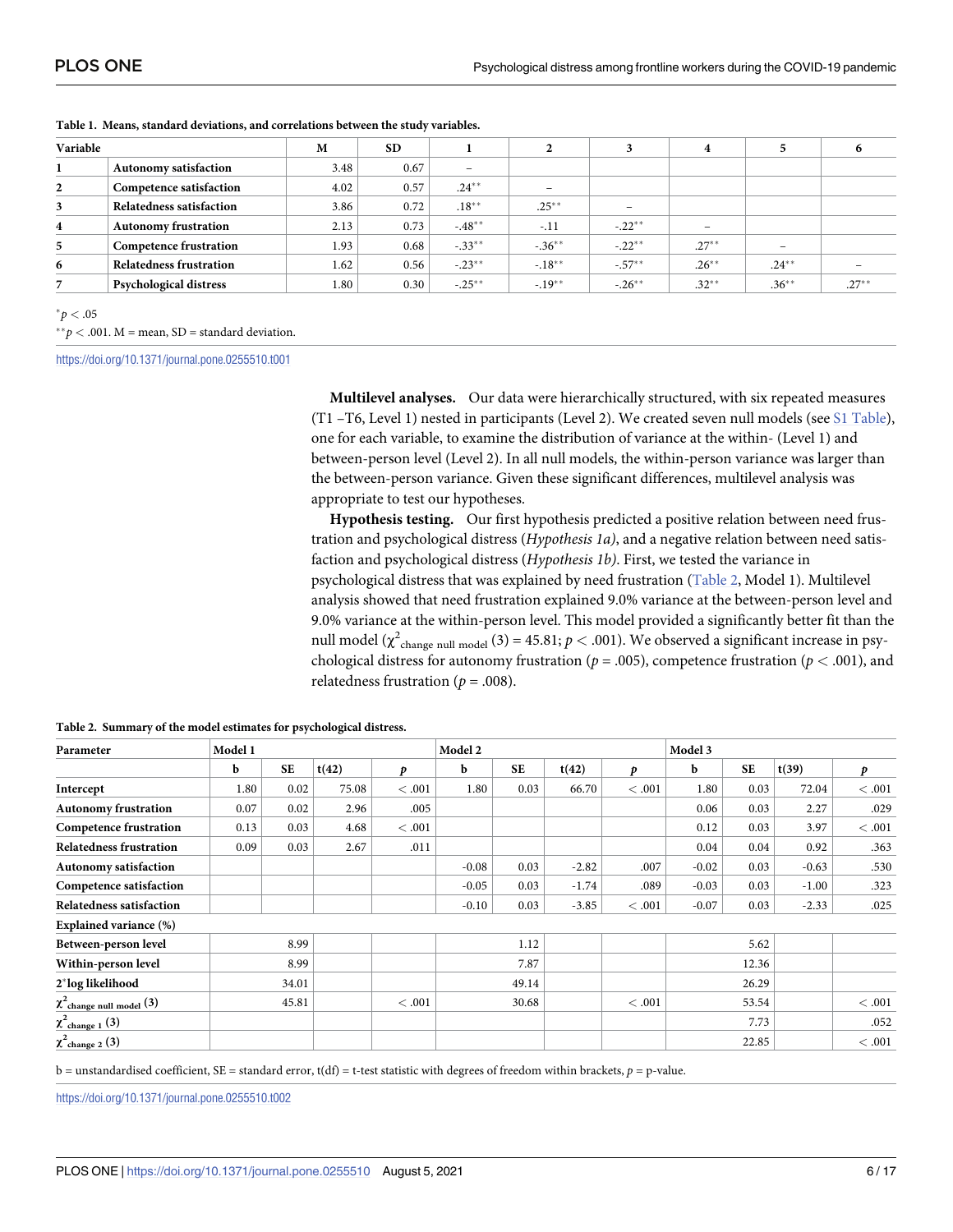**Table 1. Means, standard deviations, and correlations between the study variables.**

| Variable | | M | SD | 1 | 2 | 3 | 4 | 5 | 6 |
|---|---|---|---|---|---|---|---|---|---|
| 1 | **Autonomy satisfaction** | 3.48 | 0.67 | – | | | | | |
| 2 | **Competence satisfaction** | 4.02 | 0.57 | .24** | – | | | | |
| 3 | **Relatedness satisfaction** | 3.86 | 0.72 | .18** | .25** | – | | | |
| 4 | **Autonomy frustration** | 2.13 | 0.73 | -.48** | -.11 | -.22** | – | | |
| 5 | **Competence frustration** | 1.93 | 0.68 | -.33** | -.36** | -.22** | .27** | – | |
| 6 | **Relatedness frustration** | 1.62 | 0.56 | -.23** | -.18** | -.57** | .26** | .24** | – |
| 7 | **Psychological distress** | 1.80 | 0.30 | -.25** | -.19** | -.26** | .32** | .36** | .27** |

*$p < .05$

**$p < .001$. M = mean, SD = standard deviation.

https://doi.org/10.1371/journal.pone.0255510.t001

**Multilevel analyses.** Our data were hierarchically structured, with six repeated measures (T1 –T6, Level 1) nested in participants (Level 2). We created seven null models (see S1 Table), one for each variable, to examine the distribution of variance at the within- (Level 1) and between-person level (Level 2). In all null models, the within-person variance was larger than the between-person variance. Given these significant differences, multilevel analysis was appropriate to test our hypotheses.

**Hypothesis testing.** Our first hypothesis predicted a positive relation between need frustration and psychological distress (*Hypothesis 1a)*, and a negative relation between need satisfaction and psychological distress (*Hypothesis 1b)*. First, we tested the variance in psychological distress that was explained by need frustration (Table 2, Model 1). Multilevel analysis showed that need frustration explained 9.0% variance at the between-person level and 9.0% variance at the within-person level. This model provided a significantly better fit than the null model ($\chi^2_{\text{change null model}}$ (3) = 45.81; $p < .001$). We observed a significant increase in psychological distress for autonomy frustration ($p = .005$), competence frustration ($p < .001$), and relatedness frustration ($p = .008$).

**Table 2. Summary of the model estimates for psychological distress.**

| Parameter | Model 1 | | | | Model 2 | | | | Model 3 | | | |
|---|---|---|---|---|---|---|---|---|---|---|---|---|
| | b | SE | t(42) | *p* | b | SE | t(42) | *p* | b | SE | t(39) | *p* |
| **Intercept** | 1.80 | 0.02 | 75.08 | < .001 | 1.80 | 0.03 | 66.70 | < .001 | 1.80 | 0.03 | 72.04 | < .001 |
| **Autonomy frustration** | 0.07 | 0.02 | 2.96 | .005 | | | | | 0.06 | 0.03 | 2.27 | .029 |
| **Competence frustration** | 0.13 | 0.03 | 4.68 | < .001 | | | | | 0.12 | 0.03 | 3.97 | < .001 |
| **Relatedness frustration** | 0.09 | 0.03 | 2.67 | .011 | | | | | 0.04 | 0.04 | 0.92 | .363 |
| **Autonomy satisfaction** | | | | | -0.08 | 0.03 | -2.82 | .007 | -0.02 | 0.03 | -0.63 | .530 |
| **Competence satisfaction** | | | | | -0.05 | 0.03 | -1.74 | .089 | -0.03 | 0.03 | -1.00 | .323 |
| **Relatedness satisfaction** | | | | | -0.10 | 0.03 | -3.85 | < .001 | -0.07 | 0.03 | -2.33 | .025 |
| **Explained variance (%)** | | | | | | | | | | | | |
| **Between-person level** | | 8.99 | | | | 1.12 | | | | 5.62 | | |
| **Within-person level** | | 8.99 | | | | 7.87 | | | | 12.36 | | |
| **2*log likelihood** | | 34.01 | | | | 49.14 | | | | 26.29 | | |
| **$\chi^2_{\text{change null model}}$ (3)** | | 45.81 | | < .001 | | 30.68 | | < .001 | | 53.54 | | < .001 |
| **$\chi^2_{\text{change 1}}$ (3)** | | | | | | | | | | 7.73 | | .052 |
| **$\chi^2_{\text{change 2}}$ (3)** | | | | | | | | | | 22.85 | | < .001 |

b = unstandardised coefficient, SE = standard error, t(df) = t-test statistic with degrees of freedom within brackets, *p* = p-value.

https://doi.org/10.1371/journal.pone.0255510.t002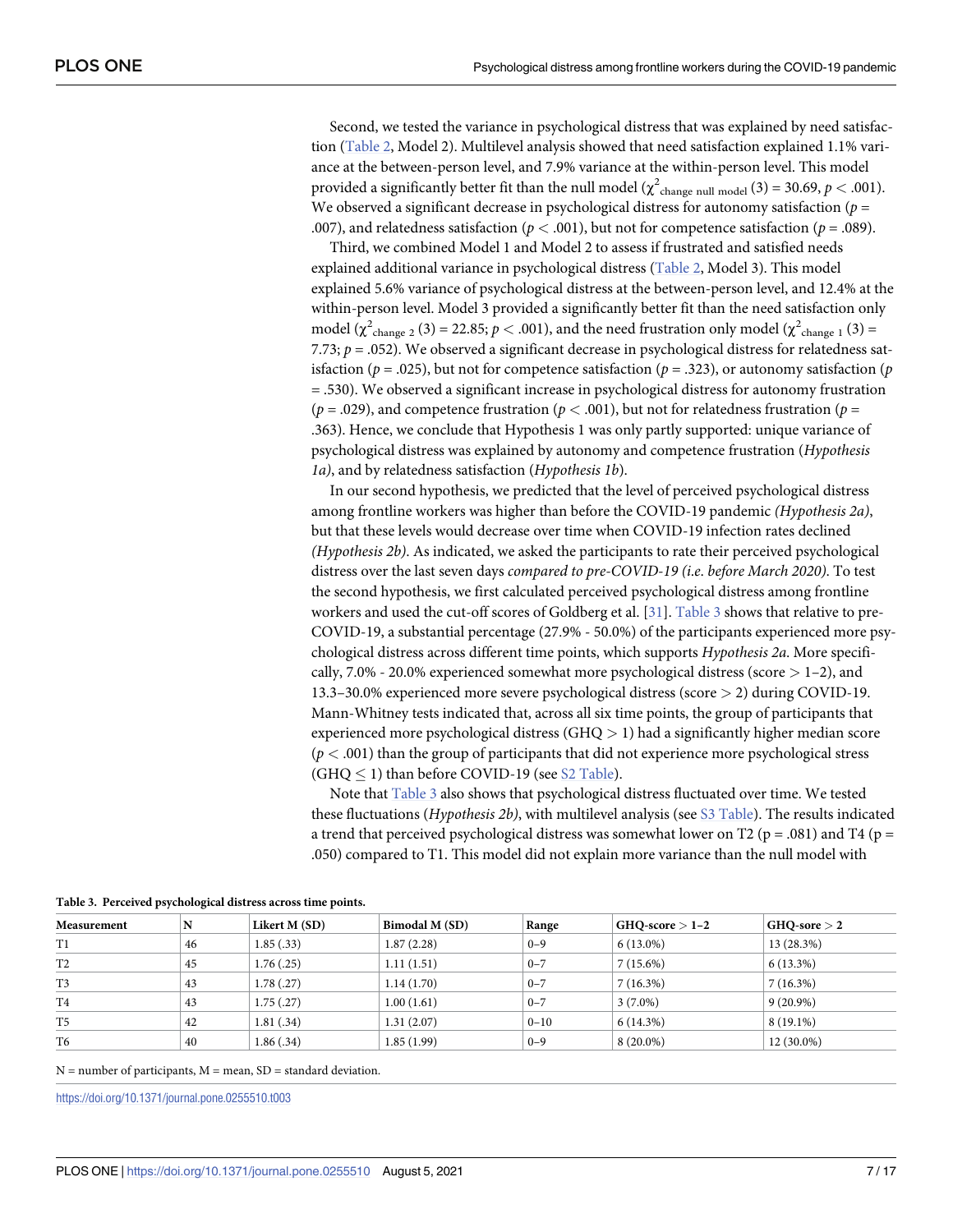Second, we tested the variance in psychological distress that was explained by need satisfaction (Table 2, Model 2). Multilevel analysis showed that need satisfaction explained 1.1% variance at the between-person level, and 7.9% variance at the within-person level. This model provided a significantly better fit than the null model ($\chi^2_{\text{change null model}}$ (3) = 30.69, $p < .001$). We observed a significant decrease in psychological distress for autonomy satisfaction ($p$ = .007), and relatedness satisfaction ($p < .001$), but not for competence satisfaction ($p$ = .089).

Third, we combined Model 1 and Model 2 to assess if frustrated and satisfied needs explained additional variance in psychological distress (Table 2, Model 3). This model explained 5.6% variance of psychological distress at the between-person level, and 12.4% at the within-person level. Model 3 provided a significantly better fit than the need satisfaction only model ($\chi^2_{\text{change 2}}$ (3) = 22.85; $p < .001$), and the need frustration only model ($\chi^2_{\text{change 1}}$ (3) = 7.73; $p$ = .052). We observed a significant decrease in psychological distress for relatedness satisfaction ($p$ = .025), but not for competence satisfaction ($p$ = .323), or autonomy satisfaction ($p$ = .530). We observed a significant increase in psychological distress for autonomy frustration ($p$ = .029), and competence frustration ($p < .001$), but not for relatedness frustration ($p$ = .363). Hence, we conclude that Hypothesis 1 was only partly supported: unique variance of psychological distress was explained by autonomy and competence frustration (*Hypothesis 1a)*, and by relatedness satisfaction (*Hypothesis 1b*).

In our second hypothesis, we predicted that the level of perceived psychological distress among frontline workers was higher than before the COVID-19 pandemic *(Hypothesis 2a)*, but that these levels would decrease over time when COVID-19 infection rates declined *(Hypothesis 2b)*. As indicated, we asked the participants to rate their perceived psychological distress over the last seven days *compared to pre-COVID-19 (i.e. before March 2020)*. To test the second hypothesis, we first calculated perceived psychological distress among frontline workers and used the cut-off scores of Goldberg et al. [31]. Table 3 shows that relative to pre-COVID-19, a substantial percentage (27.9% - 50.0%) of the participants experienced more psychological distress across different time points, which supports *Hypothesis 2a*. More specifically, 7.0% - 20.0% experienced somewhat more psychological distress (score > 1–2), and 13.3–30.0% experienced more severe psychological distress (score > 2) during COVID-19. Mann-Whitney tests indicated that, across all six time points, the group of participants that experienced more psychological distress (GHQ > 1) had a significantly higher median score ($p < .001$) than the group of participants that did not experience more psychological stress (GHQ ≤ 1) than before COVID-19 (see S2 Table).

Note that Table 3 also shows that psychological distress fluctuated over time. We tested these fluctuations (*Hypothesis 2b)*, with multilevel analysis (see S3 Table). The results indicated a trend that perceived psychological distress was somewhat lower on T2 (p = .081) and T4 (p = .050) compared to T1. This model did not explain more variance than the null model with

**Table 3. Perceived psychological distress across time points.**

| Measurement | N | Likert M (SD) | Bimodal M (SD) | Range | GHQ-score > 1–2 | GHQ-sore > 2 |
|---|---|---|---|---|---|---|
| T1 | 46 | 1.85 (.33) | 1.87 (2.28) | 0–9 | 6 (13.0%) | 13 (28.3%) |
| T2 | 45 | 1.76 (.25) | 1.11 (1.51) | 0–7 | 7 (15.6%) | 6 (13.3%) |
| T3 | 43 | 1.78 (.27) | 1.14 (1.70) | 0–7 | 7 (16.3%) | 7 (16.3%) |
| T4 | 43 | 1.75 (.27) | 1.00 (1.61) | 0–7 | 3 (7.0%) | 9 (20.9%) |
| T5 | 42 | 1.81 (.34) | 1.31 (2.07) | 0–10 | 6 (14.3%) | 8 (19.1%) |
| T6 | 40 | 1.86 (.34) | 1.85 (1.99) | 0–9 | 8 (20.0%) | 12 (30.0%) |

N = number of participants, M = mean, SD = standard deviation.

https://doi.org/10.1371/journal.pone.0255510.t003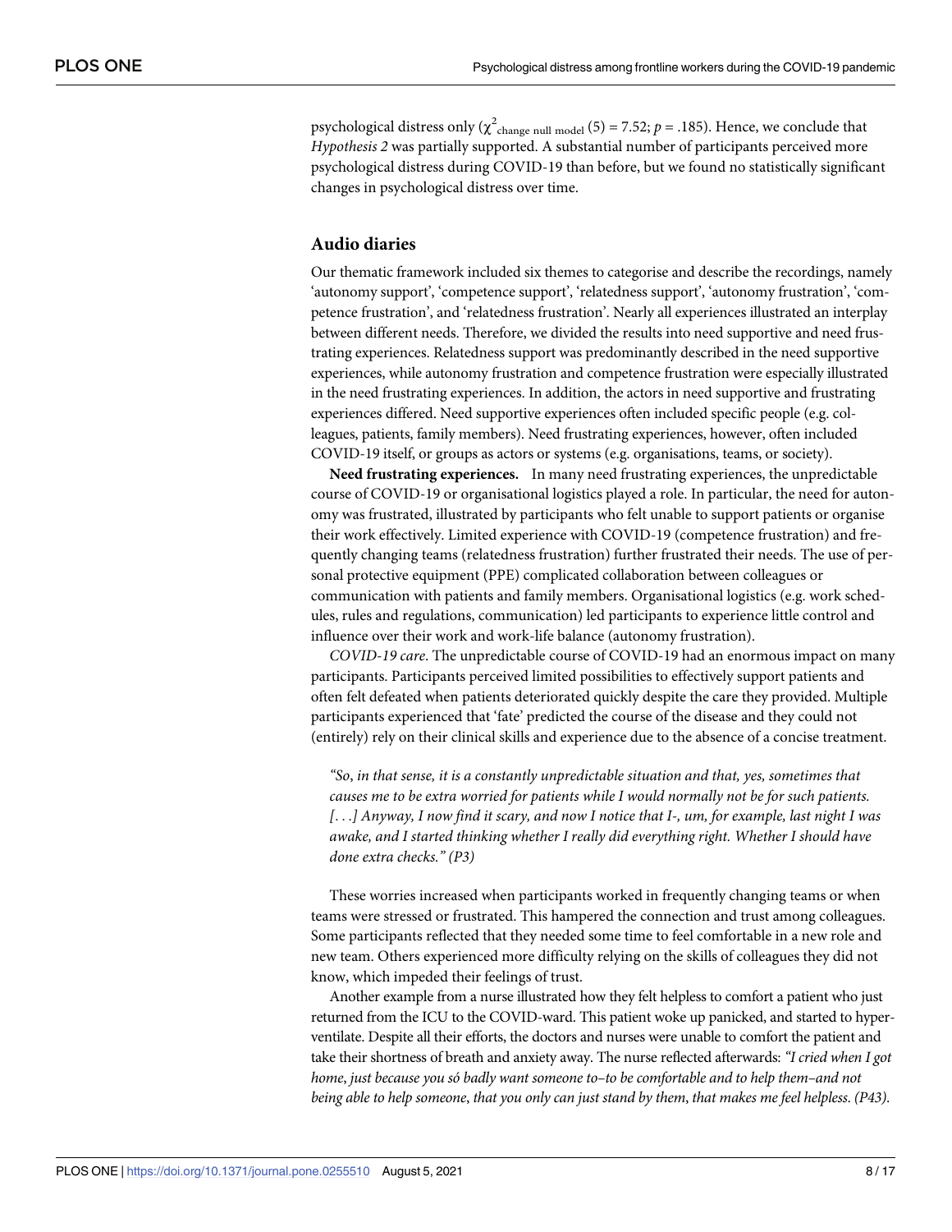psychological distress only ($\chi^2_{\text{change null model}}$ (5) = 7.52; $p$ = .185). Hence, we conclude that *Hypothesis 2* was partially supported. A substantial number of participants perceived more psychological distress during COVID-19 than before, but we found no statistically significant changes in psychological distress over time.

## Audio diaries

Our thematic framework included six themes to categorise and describe the recordings, namely 'autonomy support', 'competence support', 'relatedness support', 'autonomy frustration', 'competence frustration', and 'relatedness frustration'. Nearly all experiences illustrated an interplay between different needs. Therefore, we divided the results into need supportive and need frustrating experiences. Relatedness support was predominantly described in the need supportive experiences, while autonomy frustration and competence frustration were especially illustrated in the need frustrating experiences. In addition, the actors in need supportive and frustrating experiences differed. Need supportive experiences often included specific people (e.g. colleagues, patients, family members). Need frustrating experiences, however, often included COVID-19 itself, or groups as actors or systems (e.g. organisations, teams, or society).

**Need frustrating experiences.** In many need frustrating experiences, the unpredictable course of COVID-19 or organisational logistics played a role. In particular, the need for autonomy was frustrated, illustrated by participants who felt unable to support patients or organise their work effectively. Limited experience with COVID-19 (competence frustration) and frequently changing teams (relatedness frustration) further frustrated their needs. The use of personal protective equipment (PPE) complicated collaboration between colleagues or communication with patients and family members. Organisational logistics (e.g. work schedules, rules and regulations, communication) led participants to experience little control and influence over their work and work-life balance (autonomy frustration).

*COVID-19 care*. The unpredictable course of COVID-19 had an enormous impact on many participants. Participants perceived limited possibilities to effectively support patients and often felt defeated when patients deteriorated quickly despite the care they provided. Multiple participants experienced that 'fate' predicted the course of the disease and they could not (entirely) rely on their clinical skills and experience due to the absence of a concise treatment.

> *"So, in that sense, it is a constantly unpredictable situation and that, yes, sometimes that causes me to be extra worried for patients while I would normally not be for such patients. [. . .] Anyway, I now find it scary, and now I notice that I-, um, for example, last night I was awake, and I started thinking whether I really did everything right. Whether I should have done extra checks." (P3)*

These worries increased when participants worked in frequently changing teams or when teams were stressed or frustrated. This hampered the connection and trust among colleagues. Some participants reflected that they needed some time to feel comfortable in a new role and new team. Others experienced more difficulty relying on the skills of colleagues they did not know, which impeded their feelings of trust.

Another example from a nurse illustrated how they felt helpless to comfort a patient who just returned from the ICU to the COVID-ward. This patient woke up panicked, and started to hyperventilate. Despite all their efforts, the doctors and nurses were unable to comfort the patient and take their shortness of breath and anxiety away. The nurse reflected afterwards: *"I cried when I got home, just because you só badly want someone to–to be comfortable and to help them–and not being able to help someone, that you only can just stand by them, that makes me feel helpless. (P43).*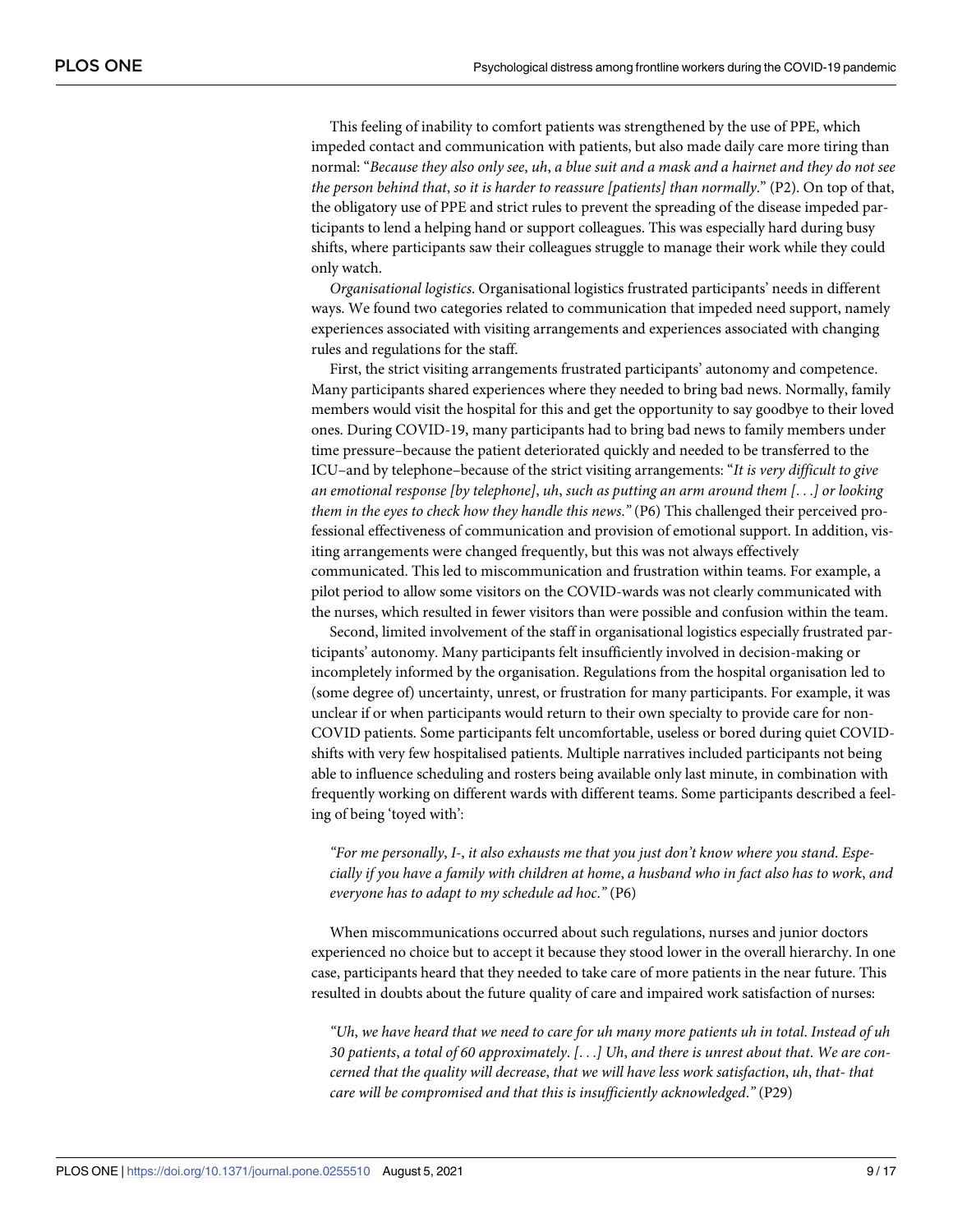This feeling of inability to comfort patients was strengthened by the use of PPE, which impeded contact and communication with patients, but also made daily care more tiring than normal: "*Because they also only see, uh, a blue suit and a mask and a hairnet and they do not see the person behind that, so it is harder to reassure [patients] than normally*." (P2). On top of that, the obligatory use of PPE and strict rules to prevent the spreading of the disease impeded participants to lend a helping hand or support colleagues. This was especially hard during busy shifts, where participants saw their colleagues struggle to manage their work while they could only watch.

*Organisational logistics*. Organisational logistics frustrated participants' needs in different ways. We found two categories related to communication that impeded need support, namely experiences associated with visiting arrangements and experiences associated with changing rules and regulations for the staff.

First, the strict visiting arrangements frustrated participants' autonomy and competence. Many participants shared experiences where they needed to bring bad news. Normally, family members would visit the hospital for this and get the opportunity to say goodbye to their loved ones. During COVID-19, many participants had to bring bad news to family members under time pressure–because the patient deteriorated quickly and needed to be transferred to the ICU–and by telephone–because of the strict visiting arrangements: "*It is very difficult to give an emotional response [by telephone], uh, such as putting an arm around them [. . .] or looking them in the eyes to check how they handle this news."* (P6) This challenged their perceived professional effectiveness of communication and provision of emotional support. In addition, visiting arrangements were changed frequently, but this was not always effectively communicated. This led to miscommunication and frustration within teams. For example, a pilot period to allow some visitors on the COVID-wards was not clearly communicated with the nurses, which resulted in fewer visitors than were possible and confusion within the team.

Second, limited involvement of the staff in organisational logistics especially frustrated participants' autonomy. Many participants felt insufficiently involved in decision-making or incompletely informed by the organisation. Regulations from the hospital organisation led to (some degree of) uncertainty, unrest, or frustration for many participants. For example, it was unclear if or when participants would return to their own specialty to provide care for non-COVID patients. Some participants felt uncomfortable, useless or bored during quiet COVID-shifts with very few hospitalised patients. Multiple narratives included participants not being able to influence scheduling and rosters being available only last minute, in combination with frequently working on different wards with different teams. Some participants described a feeling of being 'toyed with':

> *"For me personally, I-, it also exhausts me that you just don't know where you stand. Especially if you have a family with children at home, a husband who in fact also has to work, and everyone has to adapt to my schedule ad hoc."* (P6)

When miscommunications occurred about such regulations, nurses and junior doctors experienced no choice but to accept it because they stood lower in the overall hierarchy. In one case, participants heard that they needed to take care of more patients in the near future. This resulted in doubts about the future quality of care and impaired work satisfaction of nurses:

> *"Uh, we have heard that we need to care for uh many more patients uh in total. Instead of uh 30 patients, a total of 60 approximately. [. . .] Uh, and there is unrest about that. We are concerned that the quality will decrease, that we will have less work satisfaction, uh, that- that care will be compromised and that this is insufficiently acknowledged."* (P29)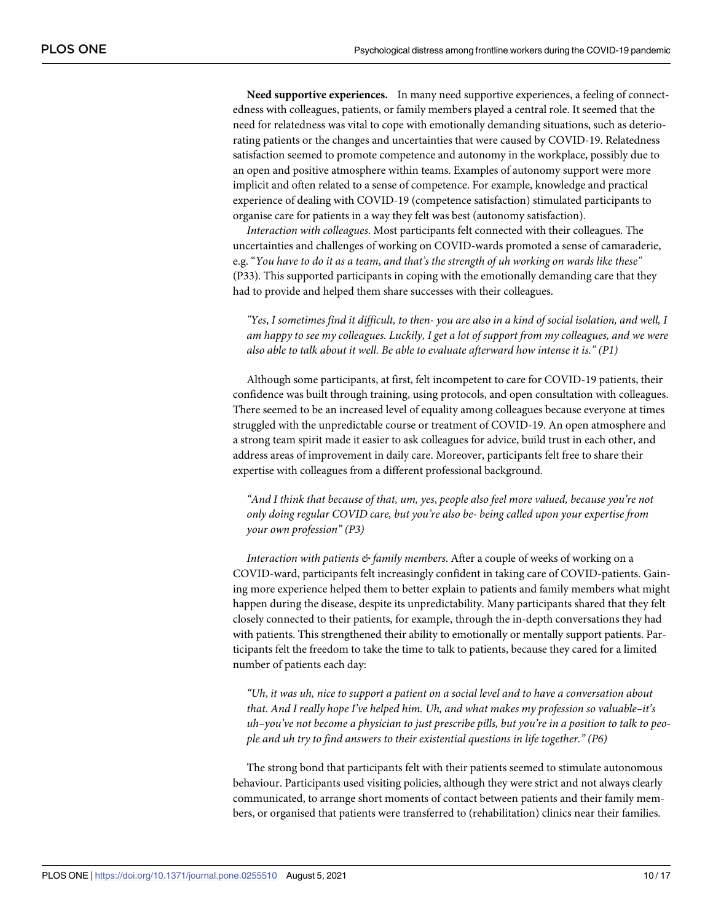**Need supportive experiences.** In many need supportive experiences, a feeling of connectedness with colleagues, patients, or family members played a central role. It seemed that the need for relatedness was vital to cope with emotionally demanding situations, such as deteriorating patients or the changes and uncertainties that were caused by COVID-19. Relatedness satisfaction seemed to promote competence and autonomy in the workplace, possibly due to an open and positive atmosphere within teams. Examples of autonomy support were more implicit and often related to a sense of competence. For example, knowledge and practical experience of dealing with COVID-19 (competence satisfaction) stimulated participants to organise care for patients in a way they felt was best (autonomy satisfaction).

*Interaction with colleagues*. Most participants felt connected with their colleagues. The uncertainties and challenges of working on COVID-wards promoted a sense of camaraderie, e.g. "*You have to do it as a team, and that's the strength of uh working on wards like these"* (P33). This supported participants in coping with the emotionally demanding care that they had to provide and helped them share successes with their colleagues.

> *"Yes, I sometimes find it difficult, to then- you are also in a kind of social isolation, and well, I am happy to see my colleagues. Luckily, I get a lot of support from my colleagues, and we were also able to talk about it well. Be able to evaluate afterward how intense it is." (P1)*

Although some participants, at first, felt incompetent to care for COVID-19 patients, their confidence was built through training, using protocols, and open consultation with colleagues. There seemed to be an increased level of equality among colleagues because everyone at times struggled with the unpredictable course or treatment of COVID-19. An open atmosphere and a strong team spirit made it easier to ask colleagues for advice, build trust in each other, and address areas of improvement in daily care. Moreover, participants felt free to share their expertise with colleagues from a different professional background.

> *"And I think that because of that, um, yes, people also feel more valued, because you're not only doing regular COVID care, but you're also be- being called upon your expertise from your own profession" (P3)*

*Interaction with patients & family members*. After a couple of weeks of working on a COVID-ward, participants felt increasingly confident in taking care of COVID-patients. Gaining more experience helped them to better explain to patients and family members what might happen during the disease, despite its unpredictability. Many participants shared that they felt closely connected to their patients, for example, through the in-depth conversations they had with patients. This strengthened their ability to emotionally or mentally support patients. Participants felt the freedom to take the time to talk to patients, because they cared for a limited number of patients each day:

> *"Uh, it was uh, nice to support a patient on a social level and to have a conversation about that. And I really hope I've helped him. Uh, and what makes my profession so valuable–it's uh–you've not become a physician to just prescribe pills, but you're in a position to talk to people and uh try to find answers to their existential questions in life together." (P6)*

The strong bond that participants felt with their patients seemed to stimulate autonomous behaviour. Participants used visiting policies, although they were strict and not always clearly communicated, to arrange short moments of contact between patients and their family members, or organised that patients were transferred to (rehabilitation) clinics near their families.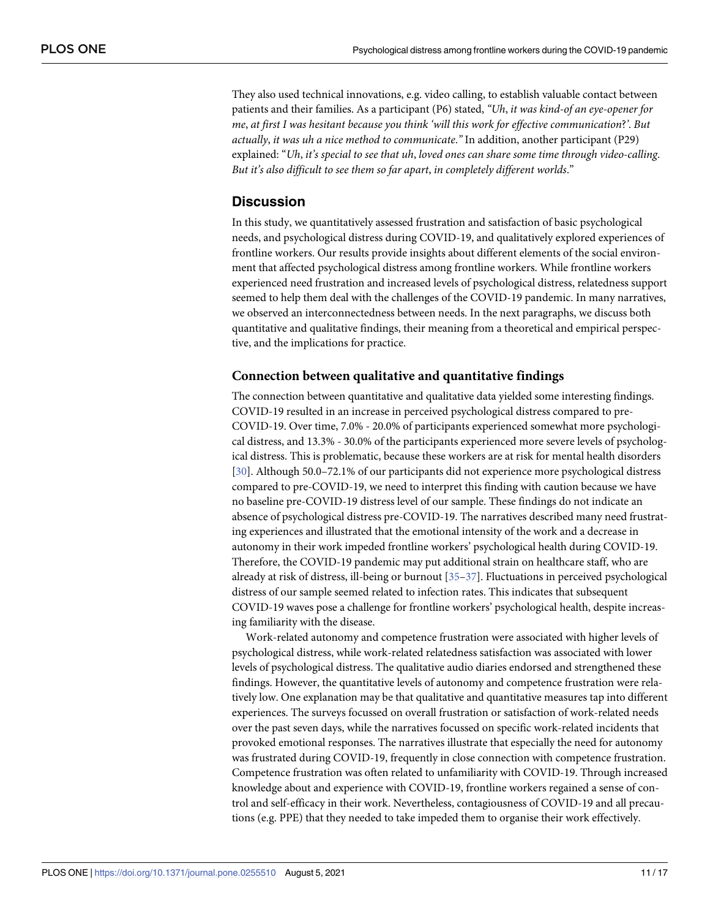They also used technical innovations, e.g. video calling, to establish valuable contact between patients and their families. As a participant (P6) stated, *"Uh, it was kind-of an eye-opener for me, at first I was hesitant because you think 'will this work for effective communication?'. But actually, it was uh a nice method to communicate."* In addition, another participant (P29) explained: "*Uh, it's special to see that uh, loved ones can share some time through video-calling. But it's also difficult to see them so far apart, in completely different worlds*."

## Discussion

In this study, we quantitatively assessed frustration and satisfaction of basic psychological needs, and psychological distress during COVID-19, and qualitatively explored experiences of frontline workers. Our results provide insights about different elements of the social environment that affected psychological distress among frontline workers. While frontline workers experienced need frustration and increased levels of psychological distress, relatedness support seemed to help them deal with the challenges of the COVID-19 pandemic. In many narratives, we observed an interconnectedness between needs. In the next paragraphs, we discuss both quantitative and qualitative findings, their meaning from a theoretical and empirical perspective, and the implications for practice.

### Connection between qualitative and quantitative findings

The connection between quantitative and qualitative data yielded some interesting findings. COVID-19 resulted in an increase in perceived psychological distress compared to pre-COVID-19. Over time, 7.0% - 20.0% of participants experienced somewhat more psychological distress, and 13.3% - 30.0% of the participants experienced more severe levels of psychological distress. This is problematic, because these workers are at risk for mental health disorders [30]. Although 50.0–72.1% of our participants did not experience more psychological distress compared to pre-COVID-19, we need to interpret this finding with caution because we have no baseline pre-COVID-19 distress level of our sample. These findings do not indicate an absence of psychological distress pre-COVID-19. The narratives described many need frustrating experiences and illustrated that the emotional intensity of the work and a decrease in autonomy in their work impeded frontline workers' psychological health during COVID-19. Therefore, the COVID-19 pandemic may put additional strain on healthcare staff, who are already at risk of distress, ill-being or burnout [35–37]. Fluctuations in perceived psychological distress of our sample seemed related to infection rates. This indicates that subsequent COVID-19 waves pose a challenge for frontline workers' psychological health, despite increasing familiarity with the disease.

Work-related autonomy and competence frustration were associated with higher levels of psychological distress, while work-related relatedness satisfaction was associated with lower levels of psychological distress. The qualitative audio diaries endorsed and strengthened these findings. However, the quantitative levels of autonomy and competence frustration were relatively low. One explanation may be that qualitative and quantitative measures tap into different experiences. The surveys focussed on overall frustration or satisfaction of work-related needs over the past seven days, while the narratives focussed on specific work-related incidents that provoked emotional responses. The narratives illustrate that especially the need for autonomy was frustrated during COVID-19, frequently in close connection with competence frustration. Competence frustration was often related to unfamiliarity with COVID-19. Through increased knowledge about and experience with COVID-19, frontline workers regained a sense of control and self-efficacy in their work. Nevertheless, contagiousness of COVID-19 and all precautions (e.g. PPE) that they needed to take impeded them to organise their work effectively.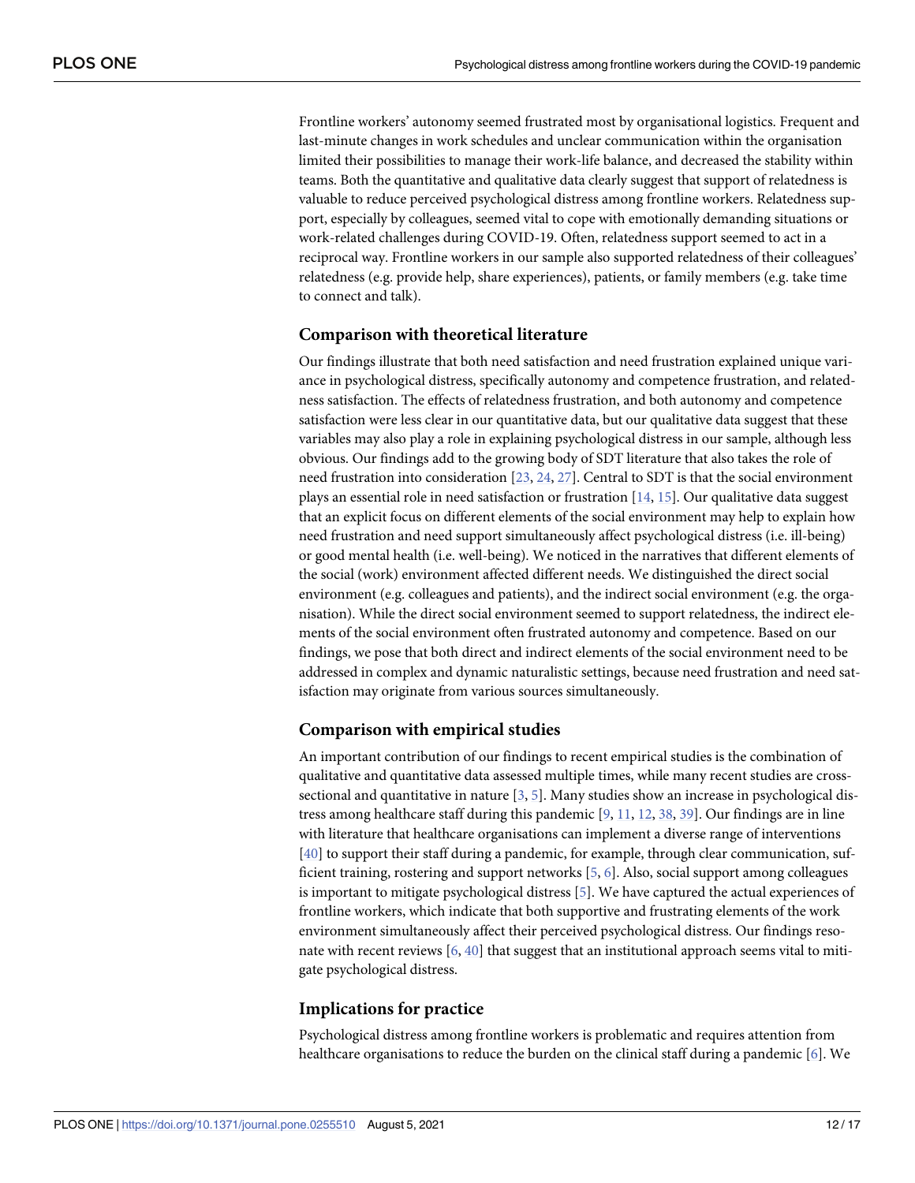Frontline workers' autonomy seemed frustrated most by organisational logistics. Frequent and last-minute changes in work schedules and unclear communication within the organisation limited their possibilities to manage their work-life balance, and decreased the stability within teams. Both the quantitative and qualitative data clearly suggest that support of relatedness is valuable to reduce perceived psychological distress among frontline workers. Relatedness support, especially by colleagues, seemed vital to cope with emotionally demanding situations or work-related challenges during COVID-19. Often, relatedness support seemed to act in a reciprocal way. Frontline workers in our sample also supported relatedness of their colleagues' relatedness (e.g. provide help, share experiences), patients, or family members (e.g. take time to connect and talk).

## Comparison with theoretical literature

Our findings illustrate that both need satisfaction and need frustration explained unique variance in psychological distress, specifically autonomy and competence frustration, and relatedness satisfaction. The effects of relatedness frustration, and both autonomy and competence satisfaction were less clear in our quantitative data, but our qualitative data suggest that these variables may also play a role in explaining psychological distress in our sample, although less obvious. Our findings add to the growing body of SDT literature that also takes the role of need frustration into consideration [23, 24, 27]. Central to SDT is that the social environment plays an essential role in need satisfaction or frustration [14, 15]. Our qualitative data suggest that an explicit focus on different elements of the social environment may help to explain how need frustration and need support simultaneously affect psychological distress (i.e. ill-being) or good mental health (i.e. well-being). We noticed in the narratives that different elements of the social (work) environment affected different needs. We distinguished the direct social environment (e.g. colleagues and patients), and the indirect social environment (e.g. the organisation). While the direct social environment seemed to support relatedness, the indirect elements of the social environment often frustrated autonomy and competence. Based on our findings, we pose that both direct and indirect elements of the social environment need to be addressed in complex and dynamic naturalistic settings, because need frustration and need satisfaction may originate from various sources simultaneously.

## Comparison with empirical studies

An important contribution of our findings to recent empirical studies is the combination of qualitative and quantitative data assessed multiple times, while many recent studies are cross-sectional and quantitative in nature [3, 5]. Many studies show an increase in psychological distress among healthcare staff during this pandemic [9, 11, 12, 38, 39]. Our findings are in line with literature that healthcare organisations can implement a diverse range of interventions [40] to support their staff during a pandemic, for example, through clear communication, sufficient training, rostering and support networks [5, 6]. Also, social support among colleagues is important to mitigate psychological distress [5]. We have captured the actual experiences of frontline workers, which indicate that both supportive and frustrating elements of the work environment simultaneously affect their perceived psychological distress. Our findings resonate with recent reviews [6, 40] that suggest that an institutional approach seems vital to mitigate psychological distress.

## Implications for practice

Psychological distress among frontline workers is problematic and requires attention from healthcare organisations to reduce the burden on the clinical staff during a pandemic [6]. We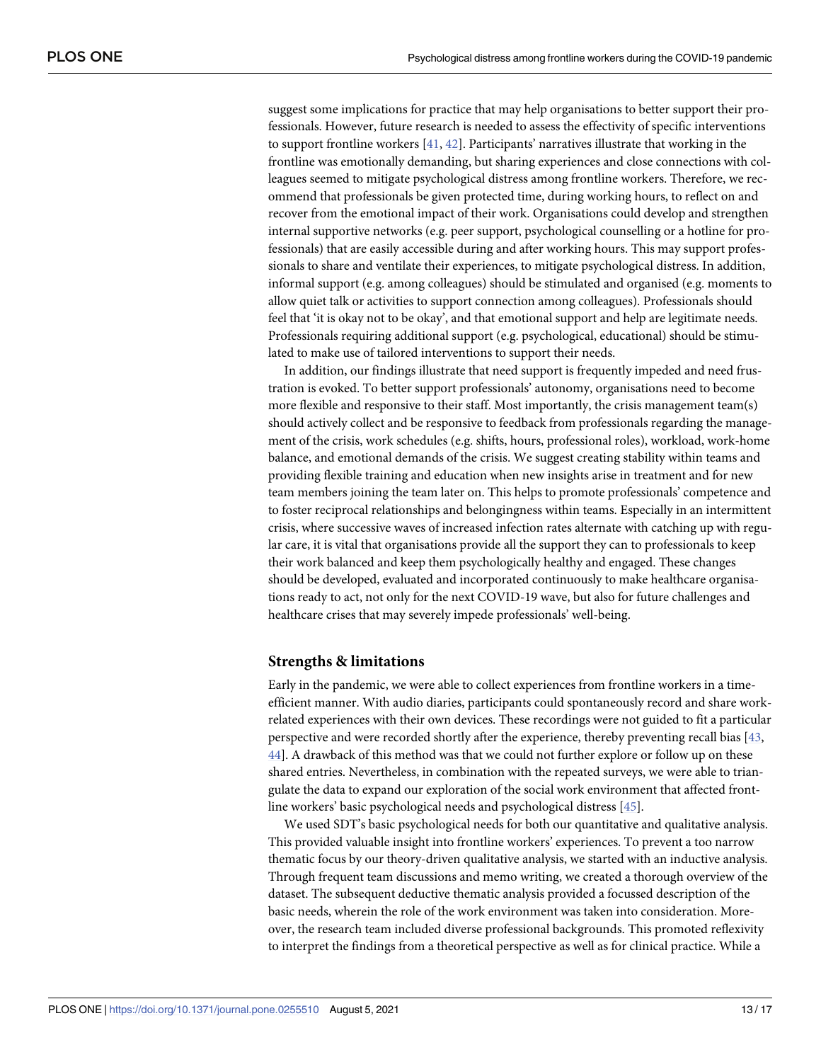suggest some implications for practice that may help organisations to better support their professionals. However, future research is needed to assess the effectivity of specific interventions to support frontline workers [41, 42]. Participants' narratives illustrate that working in the frontline was emotionally demanding, but sharing experiences and close connections with colleagues seemed to mitigate psychological distress among frontline workers. Therefore, we recommend that professionals be given protected time, during working hours, to reflect on and recover from the emotional impact of their work. Organisations could develop and strengthen internal supportive networks (e.g. peer support, psychological counselling or a hotline for professionals) that are easily accessible during and after working hours. This may support professionals to share and ventilate their experiences, to mitigate psychological distress. In addition, informal support (e.g. among colleagues) should be stimulated and organised (e.g. moments to allow quiet talk or activities to support connection among colleagues). Professionals should feel that 'it is okay not to be okay', and that emotional support and help are legitimate needs. Professionals requiring additional support (e.g. psychological, educational) should be stimulated to make use of tailored interventions to support their needs.

In addition, our findings illustrate that need support is frequently impeded and need frustration is evoked. To better support professionals' autonomy, organisations need to become more flexible and responsive to their staff. Most importantly, the crisis management team(s) should actively collect and be responsive to feedback from professionals regarding the management of the crisis, work schedules (e.g. shifts, hours, professional roles), workload, work-home balance, and emotional demands of the crisis. We suggest creating stability within teams and providing flexible training and education when new insights arise in treatment and for new team members joining the team later on. This helps to promote professionals' competence and to foster reciprocal relationships and belongingness within teams. Especially in an intermittent crisis, where successive waves of increased infection rates alternate with catching up with regular care, it is vital that organisations provide all the support they can to professionals to keep their work balanced and keep them psychologically healthy and engaged. These changes should be developed, evaluated and incorporated continuously to make healthcare organisations ready to act, not only for the next COVID-19 wave, but also for future challenges and healthcare crises that may severely impede professionals' well-being.

## Strengths & limitations

Early in the pandemic, we were able to collect experiences from frontline workers in a time-efficient manner. With audio diaries, participants could spontaneously record and share work-related experiences with their own devices. These recordings were not guided to fit a particular perspective and were recorded shortly after the experience, thereby preventing recall bias [43, 44]. A drawback of this method was that we could not further explore or follow up on these shared entries. Nevertheless, in combination with the repeated surveys, we were able to triangulate the data to expand our exploration of the social work environment that affected frontline workers' basic psychological needs and psychological distress [45].

We used SDT's basic psychological needs for both our quantitative and qualitative analysis. This provided valuable insight into frontline workers' experiences. To prevent a too narrow thematic focus by our theory-driven qualitative analysis, we started with an inductive analysis. Through frequent team discussions and memo writing, we created a thorough overview of the dataset. The subsequent deductive thematic analysis provided a focussed description of the basic needs, wherein the role of the work environment was taken into consideration. Moreover, the research team included diverse professional backgrounds. This promoted reflexivity to interpret the findings from a theoretical perspective as well as for clinical practice. While a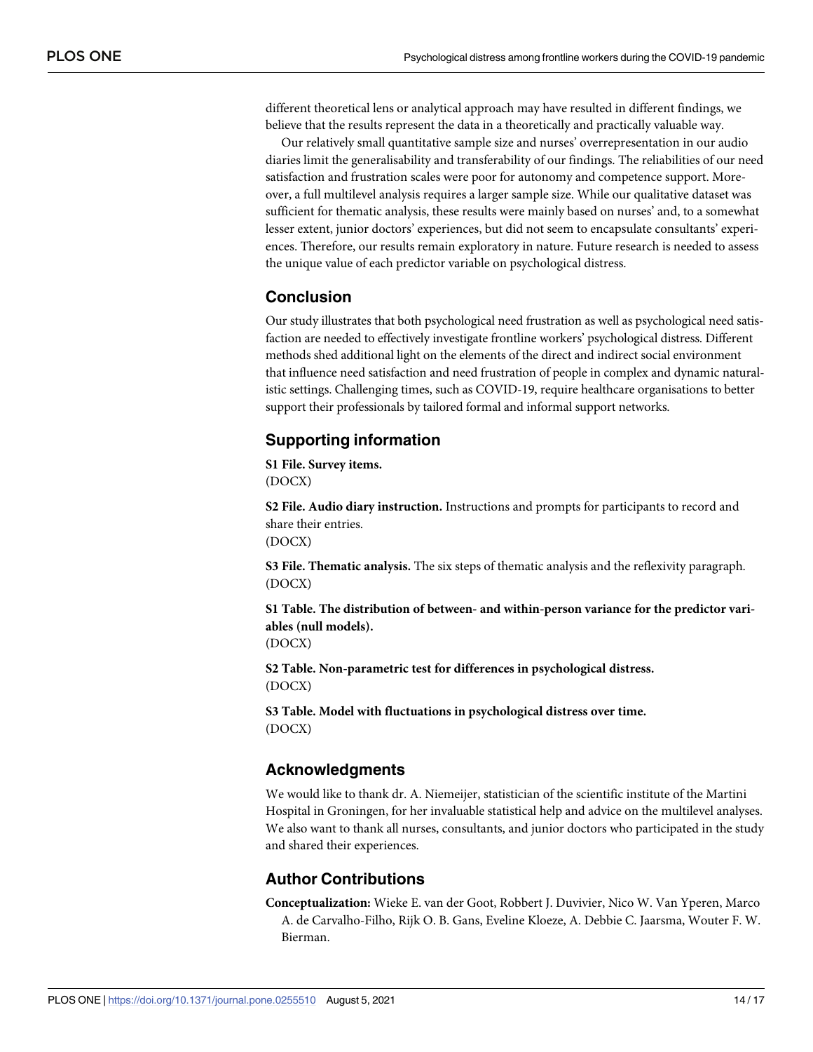different theoretical lens or analytical approach may have resulted in different findings, we believe that the results represent the data in a theoretically and practically valuable way.

Our relatively small quantitative sample size and nurses' overrepresentation in our audio diaries limit the generalisability and transferability of our findings. The reliabilities of our need satisfaction and frustration scales were poor for autonomy and competence support. Moreover, a full multilevel analysis requires a larger sample size. While our qualitative dataset was sufficient for thematic analysis, these results were mainly based on nurses' and, to a somewhat lesser extent, junior doctors' experiences, but did not seem to encapsulate consultants' experiences. Therefore, our results remain exploratory in nature. Future research is needed to assess the unique value of each predictor variable on psychological distress.

## Conclusion

Our study illustrates that both psychological need frustration as well as psychological need satisfaction are needed to effectively investigate frontline workers' psychological distress. Different methods shed additional light on the elements of the direct and indirect social environment that influence need satisfaction and need frustration of people in complex and dynamic naturalistic settings. Challenging times, such as COVID-19, require healthcare organisations to better support their professionals by tailored formal and informal support networks.

## Supporting information

**S1 File. Survey items.**
(DOCX)

**S2 File. Audio diary instruction.** Instructions and prompts for participants to record and share their entries.
(DOCX)

**S3 File. Thematic analysis.** The six steps of thematic analysis and the reflexivity paragraph.
(DOCX)

**S1 Table. The distribution of between- and within-person variance for the predictor variables (null models).**
(DOCX)

**S2 Table. Non-parametric test for differences in psychological distress.**
(DOCX)

**S3 Table. Model with fluctuations in psychological distress over time.**
(DOCX)

## Acknowledgments

We would like to thank dr. A. Niemeijer, statistician of the scientific institute of the Martini Hospital in Groningen, for her invaluable statistical help and advice on the multilevel analyses. We also want to thank all nurses, consultants, and junior doctors who participated in the study and shared their experiences.

## Author Contributions

**Conceptualization:** Wieke E. van der Goot, Robbert J. Duvivier, Nico W. Van Yperen, Marco A. de Carvalho-Filho, Rijk O. B. Gans, Eveline Kloeze, A. Debbie C. Jaarsma, Wouter F. W. Bierman.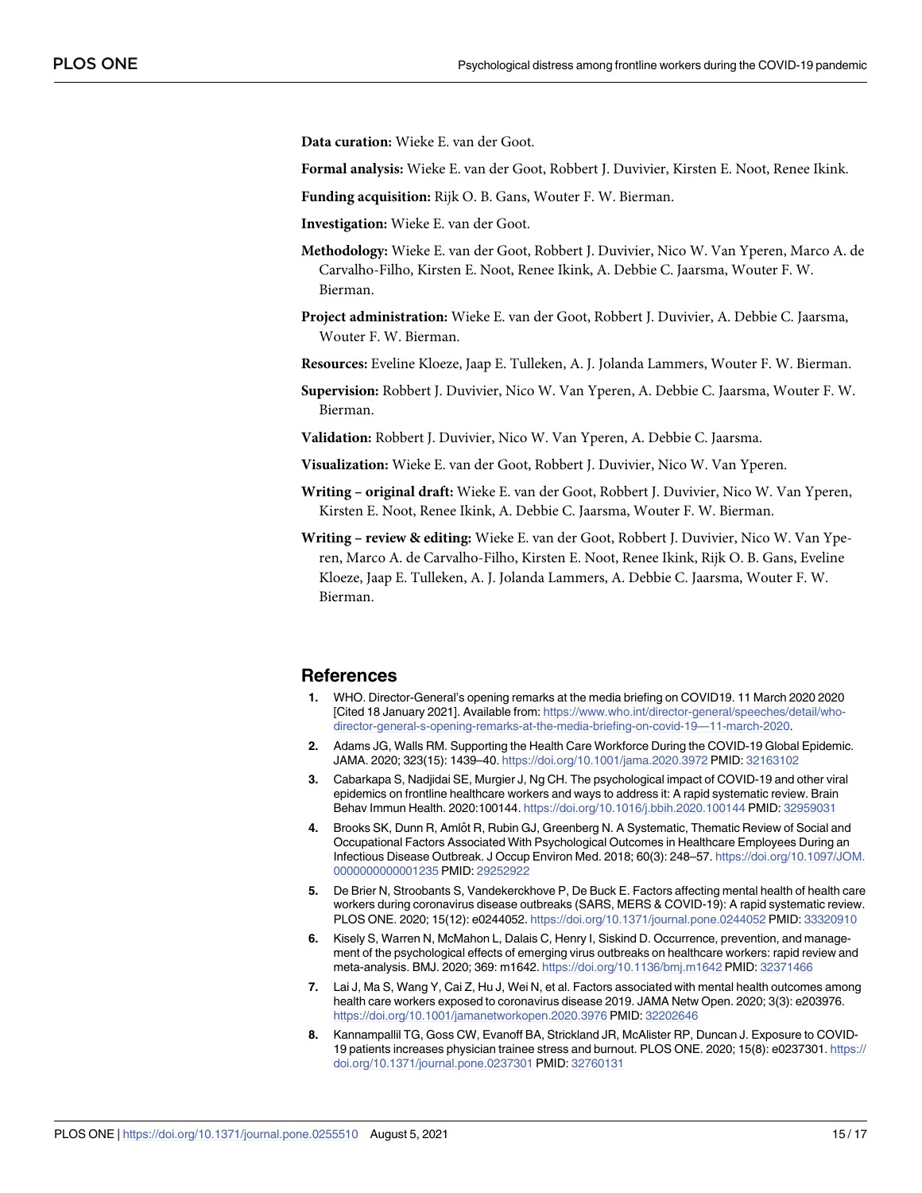**Data curation:** Wieke E. van der Goot.

**Formal analysis:** Wieke E. van der Goot, Robbert J. Duvivier, Kirsten E. Noot, Renee Ikink.

**Funding acquisition:** Rijk O. B. Gans, Wouter F. W. Bierman.

**Investigation:** Wieke E. van der Goot.

**Methodology:** Wieke E. van der Goot, Robbert J. Duvivier, Nico W. Van Yperen, Marco A. de Carvalho-Filho, Kirsten E. Noot, Renee Ikink, A. Debbie C. Jaarsma, Wouter F. W. Bierman.

**Project administration:** Wieke E. van der Goot, Robbert J. Duvivier, A. Debbie C. Jaarsma, Wouter F. W. Bierman.

**Resources:** Eveline Kloeze, Jaap E. Tulleken, A. J. Jolanda Lammers, Wouter F. W. Bierman.

**Supervision:** Robbert J. Duvivier, Nico W. Van Yperen, A. Debbie C. Jaarsma, Wouter F. W. Bierman.

**Validation:** Robbert J. Duvivier, Nico W. Van Yperen, A. Debbie C. Jaarsma.

**Visualization:** Wieke E. van der Goot, Robbert J. Duvivier, Nico W. Van Yperen.

**Writing – original draft:** Wieke E. van der Goot, Robbert J. Duvivier, Nico W. Van Yperen, Kirsten E. Noot, Renee Ikink, A. Debbie C. Jaarsma, Wouter F. W. Bierman.

**Writing – review & editing:** Wieke E. van der Goot, Robbert J. Duvivier, Nico W. Van Yperen, Marco A. de Carvalho-Filho, Kirsten E. Noot, Renee Ikink, Rijk O. B. Gans, Eveline Kloeze, Jaap E. Tulleken, A. J. Jolanda Lammers, A. Debbie C. Jaarsma, Wouter F. W. Bierman.

## References

1. WHO. Director-General's opening remarks at the media briefing on COVID19. 11 March 2020 2020 [Cited 18 January 2021]. Available from: https://www.who.int/director-general/speeches/detail/who-director-general-s-opening-remarks-at-the-media-briefing-on-covid-19—11-march-2020.
2. Adams JG, Walls RM. Supporting the Health Care Workforce During the COVID-19 Global Epidemic. JAMA. 2020; 323(15): 1439–40. https://doi.org/10.1001/jama.2020.3972 PMID: 32163102
3. Cabarkapa S, Nadjidai SE, Murgier J, Ng CH. The psychological impact of COVID-19 and other viral epidemics on frontline healthcare workers and ways to address it: A rapid systematic review. Brain Behav Immun Health. 2020:100144. https://doi.org/10.1016/j.bbih.2020.100144 PMID: 32959031
4. Brooks SK, Dunn R, Amlôt R, Rubin GJ, Greenberg N. A Systematic, Thematic Review of Social and Occupational Factors Associated With Psychological Outcomes in Healthcare Employees During an Infectious Disease Outbreak. J Occup Environ Med. 2018; 60(3): 248–57. https://doi.org/10.1097/JOM.0000000000001235 PMID: 29252922
5. De Brier N, Stroobants S, Vandekerckhove P, De Buck E. Factors affecting mental health of health care workers during coronavirus disease outbreaks (SARS, MERS & COVID-19): A rapid systematic review. PLOS ONE. 2020; 15(12): e0244052. https://doi.org/10.1371/journal.pone.0244052 PMID: 33320910
6. Kisely S, Warren N, McMahon L, Dalais C, Henry I, Siskind D. Occurrence, prevention, and management of the psychological effects of emerging virus outbreaks on healthcare workers: rapid review and meta-analysis. BMJ. 2020; 369: m1642. https://doi.org/10.1136/bmj.m1642 PMID: 32371466
7. Lai J, Ma S, Wang Y, Cai Z, Hu J, Wei N, et al. Factors associated with mental health outcomes among health care workers exposed to coronavirus disease 2019. JAMA Netw Open. 2020; 3(3): e203976. https://doi.org/10.1001/jamanetworkopen.2020.3976 PMID: 32202646
8. Kannampallil TG, Goss CW, Evanoff BA, Strickland JR, McAlister RP, Duncan J. Exposure to COVID-19 patients increases physician trainee stress and burnout. PLOS ONE. 2020; 15(8): e0237301. https://doi.org/10.1371/journal.pone.0237301 PMID: 32760131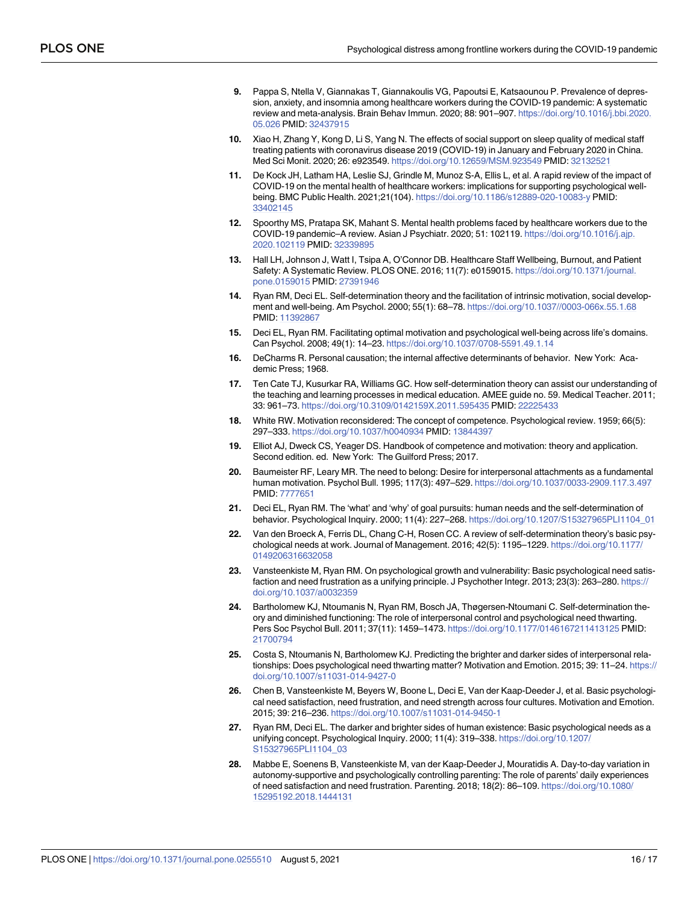9. Pappa S, Ntella V, Giannakas T, Giannakoulis VG, Papoutsi E, Katsaounou P. Prevalence of depression, anxiety, and insomnia among healthcare workers during the COVID-19 pandemic: A systematic review and meta-analysis. Brain Behav Immun. 2020; 88: 901–907. https://doi.org/10.1016/j.bbi.2020.05.026 PMID: 32437915

10. Xiao H, Zhang Y, Kong D, Li S, Yang N. The effects of social support on sleep quality of medical staff treating patients with coronavirus disease 2019 (COVID-19) in January and February 2020 in China. Med Sci Monit. 2020; 26: e923549. https://doi.org/10.12659/MSM.923549 PMID: 32132521

11. De Kock JH, Latham HA, Leslie SJ, Grindle M, Munoz S-A, Ellis L, et al. A rapid review of the impact of COVID-19 on the mental health of healthcare workers: implications for supporting psychological well-being. BMC Public Health. 2021;21(104). https://doi.org/10.1186/s12889-020-10083-y PMID: 33402145

12. Spoorthy MS, Pratapa SK, Mahant S. Mental health problems faced by healthcare workers due to the COVID-19 pandemic–A review. Asian J Psychiatr. 2020; 51: 102119. https://doi.org/10.1016/j.ajp.2020.102119 PMID: 32339895

13. Hall LH, Johnson J, Watt I, Tsipa A, O'Connor DB. Healthcare Staff Wellbeing, Burnout, and Patient Safety: A Systematic Review. PLOS ONE. 2016; 11(7): e0159015. https://doi.org/10.1371/journal.pone.0159015 PMID: 27391946

14. Ryan RM, Deci EL. Self-determination theory and the facilitation of intrinsic motivation, social development and well-being. Am Psychol. 2000; 55(1): 68–78. https://doi.org/10.1037//0003-066x.55.1.68 PMID: 11392867

15. Deci EL, Ryan RM. Facilitating optimal motivation and psychological well-being across life's domains. Can Psychol. 2008; 49(1): 14–23. https://doi.org/10.1037/0708-5591.49.1.14

16. DeCharms R. Personal causation; the internal affective determinants of behavior. New York: Academic Press; 1968.

17. Ten Cate TJ, Kusurkar RA, Williams GC. How self-determination theory can assist our understanding of the teaching and learning processes in medical education. AMEE guide no. 59. Medical Teacher. 2011; 33: 961–73. https://doi.org/10.3109/0142159X.2011.595435 PMID: 22225433

18. White RW. Motivation reconsidered: The concept of competence. Psychological review. 1959; 66(5): 297–333. https://doi.org/10.1037/h0040934 PMID: 13844397

19. Elliot AJ, Dweck CS, Yeager DS. Handbook of competence and motivation: theory and application. Second edition. ed. New York: The Guilford Press; 2017.

20. Baumeister RF, Leary MR. The need to belong: Desire for interpersonal attachments as a fundamental human motivation. Psychol Bull. 1995; 117(3): 497–529. https://doi.org/10.1037/0033-2909.117.3.497 PMID: 7777651

21. Deci EL, Ryan RM. The 'what' and 'why' of goal pursuits: human needs and the self-determination of behavior. Psychological Inquiry. 2000; 11(4): 227–268. https://doi.org/10.1207/S15327965PLI1104_01

22. Van den Broeck A, Ferris DL, Chang C-H, Rosen CC. A review of self-determination theory's basic psychological needs at work. Journal of Management. 2016; 42(5): 1195–1229. https://doi.org/10.1177/0149206316632058

23. Vansteenkiste M, Ryan RM. On psychological growth and vulnerability: Basic psychological need satisfaction and need frustration as a unifying principle. J Psychother Integr. 2013; 23(3): 263–280. https://doi.org/10.1037/a0032359

24. Bartholomew KJ, Ntoumanis N, Ryan RM, Bosch JA, Thøgersen-Ntoumani C. Self-determination theory and diminished functioning: The role of interpersonal control and psychological need thwarting. Pers Soc Psychol Bull. 2011; 37(11): 1459–1473. https://doi.org/10.1177/0146167211413125 PMID: 21700794

25. Costa S, Ntoumanis N, Bartholomew KJ. Predicting the brighter and darker sides of interpersonal relationships: Does psychological need thwarting matter? Motivation and Emotion. 2015; 39: 11–24. https://doi.org/10.1007/s11031-014-9427-0

26. Chen B, Vansteenkiste M, Beyers W, Boone L, Deci E, Van der Kaap-Deeder J, et al. Basic psychological need satisfaction, need frustration, and need strength across four cultures. Motivation and Emotion. 2015; 39: 216–236. https://doi.org/10.1007/s11031-014-9450-1

27. Ryan RM, Deci EL. The darker and brighter sides of human existence: Basic psychological needs as a unifying concept. Psychological Inquiry. 2000; 11(4): 319–338. https://doi.org/10.1207/S15327965PLI1104_03

28. Mabbe E, Soenens B, Vansteenkiste M, van der Kaap-Deeder J, Mouratidis A. Day-to-day variation in autonomy-supportive and psychologically controlling parenting: The role of parents' daily experiences of need satisfaction and need frustration. Parenting. 2018; 18(2): 86–109. https://doi.org/10.1080/15295192.2018.1444131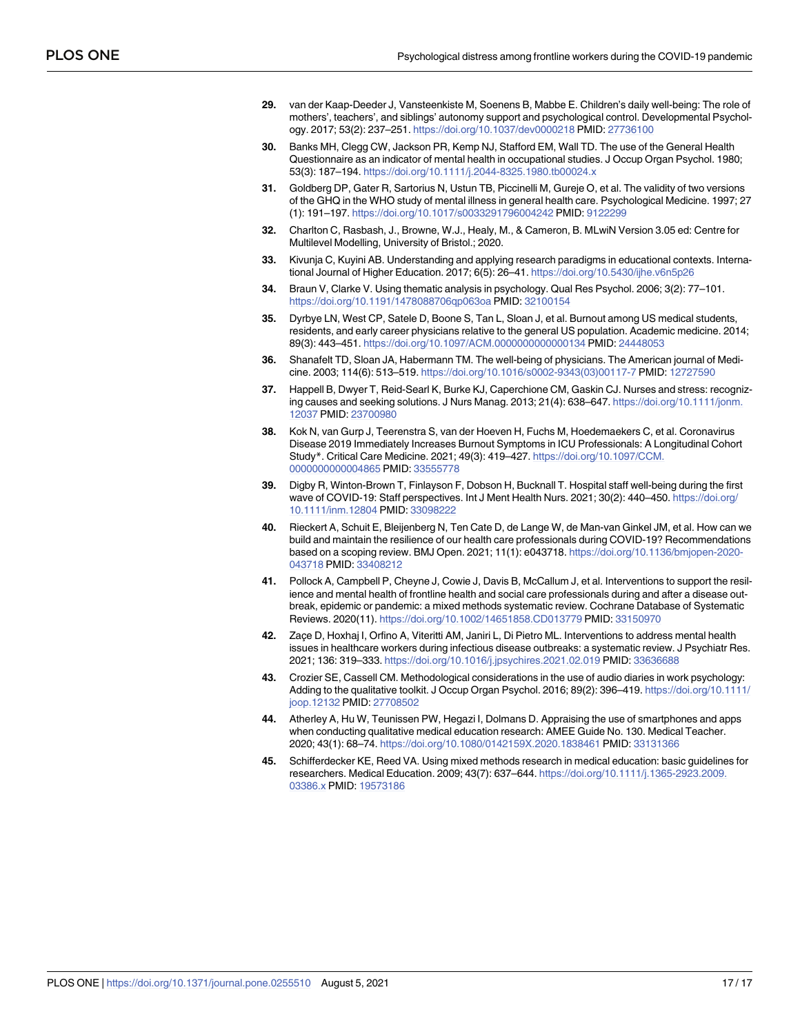29. van der Kaap-Deeder J, Vansteenkiste M, Soenens B, Mabbe E. Children's daily well-being: The role of mothers', teachers', and siblings' autonomy support and psychological control. Developmental Psychology. 2017; 53(2): 237–251. https://doi.org/10.1037/dev0000218 PMID: 27736100

30. Banks MH, Clegg CW, Jackson PR, Kemp NJ, Stafford EM, Wall TD. The use of the General Health Questionnaire as an indicator of mental health in occupational studies. J Occup Organ Psychol. 1980; 53(3): 187–194. https://doi.org/10.1111/j.2044-8325.1980.tb00024.x

31. Goldberg DP, Gater R, Sartorius N, Ustun TB, Piccinelli M, Gureje O, et al. The validity of two versions of the GHQ in the WHO study of mental illness in general health care. Psychological Medicine. 1997; 27 (1): 191–197. https://doi.org/10.1017/s0033291796004242 PMID: 9122299

32. Charlton C, Rasbash, J., Browne, W.J., Healy, M., & Cameron, B. MLwiN Version 3.05 ed: Centre for Multilevel Modelling, University of Bristol.; 2020.

33. Kivunja C, Kuyini AB. Understanding and applying research paradigms in educational contexts. International Journal of Higher Education. 2017; 6(5): 26–41. https://doi.org/10.5430/ijhe.v6n5p26

34. Braun V, Clarke V. Using thematic analysis in psychology. Qual Res Psychol. 2006; 3(2): 77–101. https://doi.org/10.1191/1478088706qp063oa PMID: 32100154

35. Dyrbye LN, West CP, Satele D, Boone S, Tan L, Sloan J, et al. Burnout among US medical students, residents, and early career physicians relative to the general US population. Academic medicine. 2014; 89(3): 443–451. https://doi.org/10.1097/ACM.0000000000000134 PMID: 24448053

36. Shanafelt TD, Sloan JA, Habermann TM. The well-being of physicians. The American journal of Medicine. 2003; 114(6): 513–519. https://doi.org/10.1016/s0002-9343(03)00117-7 PMID: 12727590

37. Happell B, Dwyer T, Reid-Searl K, Burke KJ, Caperchione CM, Gaskin CJ. Nurses and stress: recognizing causes and seeking solutions. J Nurs Manag. 2013; 21(4): 638–647. https://doi.org/10.1111/jonm.12037 PMID: 23700980

38. Kok N, van Gurp J, Teerenstra S, van der Hoeven H, Fuchs M, Hoedemaekers C, et al. Coronavirus Disease 2019 Immediately Increases Burnout Symptoms in ICU Professionals: A Longitudinal Cohort Study*. Critical Care Medicine. 2021; 49(3): 419–427. https://doi.org/10.1097/CCM.0000000000004865 PMID: 33555778

39. Digby R, Winton-Brown T, Finlayson F, Dobson H, Bucknall T. Hospital staff well-being during the first wave of COVID-19: Staff perspectives. Int J Ment Health Nurs. 2021; 30(2): 440–450. https://doi.org/10.1111/inm.12804 PMID: 33098222

40. Rieckert A, Schuit E, Bleijenberg N, Ten Cate D, de Lange W, de Man-van Ginkel JM, et al. How can we build and maintain the resilience of our health care professionals during COVID-19? Recommendations based on a scoping review. BMJ Open. 2021; 11(1): e043718. https://doi.org/10.1136/bmjopen-2020-043718 PMID: 33408212

41. Pollock A, Campbell P, Cheyne J, Cowie J, Davis B, McCallum J, et al. Interventions to support the resilience and mental health of frontline health and social care professionals during and after a disease outbreak, epidemic or pandemic: a mixed methods systematic review. Cochrane Database of Systematic Reviews. 2020(11). https://doi.org/10.1002/14651858.CD013779 PMID: 33150970

42. Zaçe D, Hoxhaj I, Orfino A, Viteritti AM, Janiri L, Di Pietro ML. Interventions to address mental health issues in healthcare workers during infectious disease outbreaks: a systematic review. J Psychiatr Res. 2021; 136: 319–333. https://doi.org/10.1016/j.jpsychires.2021.02.019 PMID: 33636688

43. Crozier SE, Cassell CM. Methodological considerations in the use of audio diaries in work psychology: Adding to the qualitative toolkit. J Occup Organ Psychol. 2016; 89(2): 396–419. https://doi.org/10.1111/joop.12132 PMID: 27708502

44. Atherley A, Hu W, Teunissen PW, Hegazi I, Dolmans D. Appraising the use of smartphones and apps when conducting qualitative medical education research: AMEE Guide No. 130. Medical Teacher. 2020; 43(1): 68–74. https://doi.org/10.1080/0142159X.2020.1838461 PMID: 33131366

45. Schifferdecker KE, Reed VA. Using mixed methods research in medical education: basic guidelines for researchers. Medical Education. 2009; 43(7): 637–644. https://doi.org/10.1111/j.1365-2923.2009.03386.x PMID: 19573186